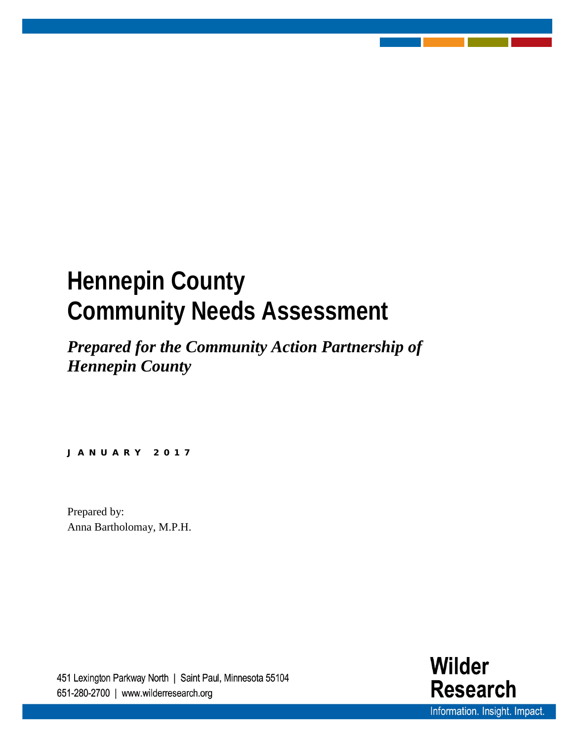# Hennepin County Community Needs Assessment

***Prepared for the Community Action Partnership of Hennepin County***

**JANUARY 2017**

Prepared by:
Anna Bartholomay, M.P.H.

451 Lexington Parkway North | Saint Paul, Minnesota 55104
651-280-2700 | www.wilderresearch.org

**Wilder Research**
Information. Insight. Impact.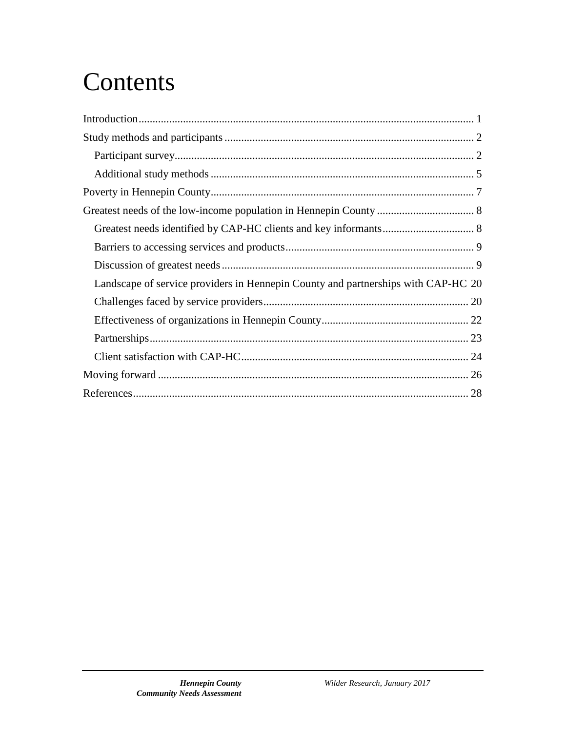# Contents

Introduction........................................................................................................................ 1

Study methods and participants ......................................................................................... 2

  Participant survey........................................................................................................... 2

  Additional study methods .............................................................................................. 5

Poverty in Hennepin County.............................................................................................. 7

Greatest needs of the low-income population in Hennepin County ................................... 8

  Greatest needs identified by CAP-HC clients and key informants................................. 8

  Barriers to accessing services and products.................................................................... 9

  Discussion of greatest needs........................................................................................... 9

  Landscape of service providers in Hennepin County and partnerships with CAP-HC 20

  Challenges faced by service providers.......................................................................... 20

  Effectiveness of organizations in Hennepin County..................................................... 22

  Partnerships................................................................................................................... 23

  Client satisfaction with CAP-HC.................................................................................. 24

Moving forward ............................................................................................................... 26

References........................................................................................................................ 28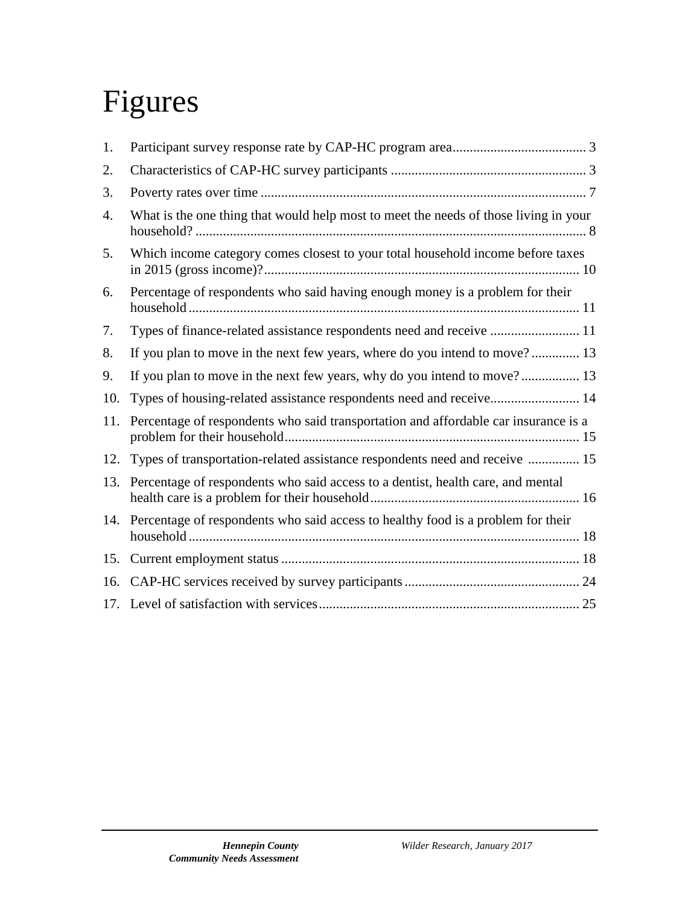# Figures

1. Participant survey response rate by CAP-HC program area ....................................... 3
2. Characteristics of CAP-HC survey participants ......................................................... 3
3. Poverty rates over time ............................................................................................... 7
4. What is the one thing that would help most to meet the needs of those living in your household? ................................................................................................................ 8
5. Which income category comes closest to your total household income before taxes in 2015 (gross income)? .......................................................................................... 10
6. Percentage of respondents who said having enough money is a problem for their household ................................................................................................................ 11
7. Types of finance-related assistance respondents need and receive .......................... 11
8. If you plan to move in the next few years, where do you intend to move? .............. 13
9. If you plan to move in the next few years, why do you intend to move? ................. 13
10. Types of housing-related assistance respondents need and receive.......................... 14
11. Percentage of respondents who said transportation and affordable car insurance is a problem for their household ..................................................................................... 15
12. Types of transportation-related assistance respondents need and receive ............... 15
13. Percentage of respondents who said access to a dentist, health care, and mental health care is a problem for their household ............................................................ 16
14. Percentage of respondents who said access to healthy food is a problem for their household ................................................................................................................ 18
15. Current employment status ...................................................................................... 18
16. CAP-HC services received by survey participants ................................................... 24
17. Level of satisfaction with services ........................................................................... 25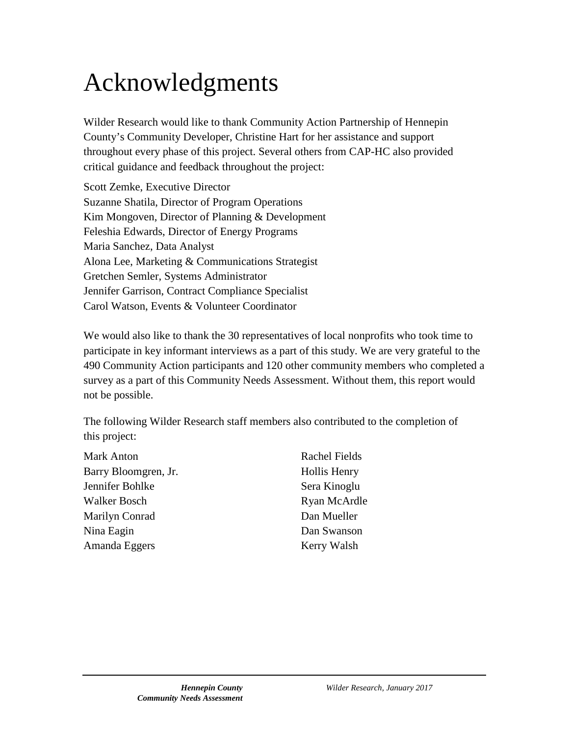# Acknowledgments

Wilder Research would like to thank Community Action Partnership of Hennepin County's Community Developer, Christine Hart for her assistance and support throughout every phase of this project. Several others from CAP-HC also provided critical guidance and feedback throughout the project:

Scott Zemke, Executive Director
Suzanne Shatila, Director of Program Operations
Kim Mongoven, Director of Planning & Development
Feleshia Edwards, Director of Energy Programs
Maria Sanchez, Data Analyst
Alona Lee, Marketing & Communications Strategist
Gretchen Semler, Systems Administrator
Jennifer Garrison, Contract Compliance Specialist
Carol Watson, Events & Volunteer Coordinator

We would also like to thank the 30 representatives of local nonprofits who took time to participate in key informant interviews as a part of this study. We are very grateful to the 490 Community Action participants and 120 other community members who completed a survey as a part of this Community Needs Assessment. Without them, this report would not be possible.

The following Wilder Research staff members also contributed to the completion of this project:

Mark Anton
Barry Bloomgren, Jr.
Jennifer Bohlke
Walker Bosch
Marilyn Conrad
Nina Eagin
Amanda Eggers
Rachel Fields
Hollis Henry
Sera Kinoglu
Ryan McArdle
Dan Mueller
Dan Swanson
Kerry Walsh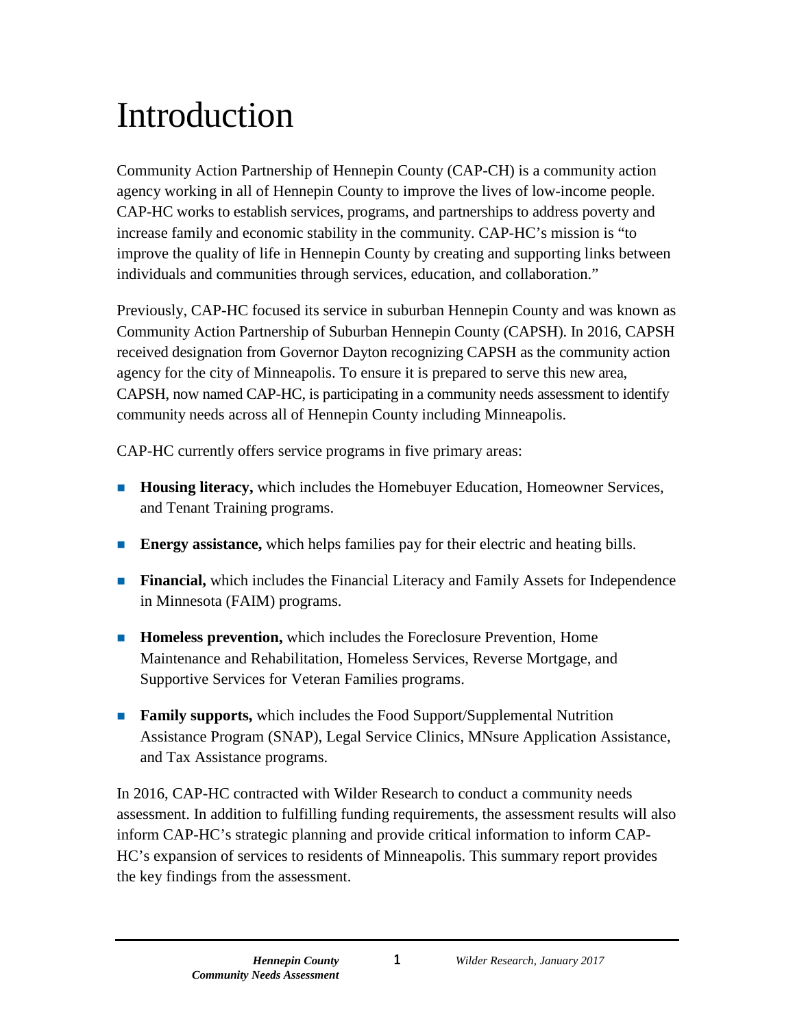# Introduction

Community Action Partnership of Hennepin County (CAP-CH) is a community action agency working in all of Hennepin County to improve the lives of low-income people. CAP-HC works to establish services, programs, and partnerships to address poverty and increase family and economic stability in the community. CAP-HC's mission is "to improve the quality of life in Hennepin County by creating and supporting links between individuals and communities through services, education, and collaboration."

Previously, CAP-HC focused its service in suburban Hennepin County and was known as Community Action Partnership of Suburban Hennepin County (CAPSH). In 2016, CAPSH received designation from Governor Dayton recognizing CAPSH as the community action agency for the city of Minneapolis. To ensure it is prepared to serve this new area, CAPSH, now named CAP-HC, is participating in a community needs assessment to identify community needs across all of Hennepin County including Minneapolis.

CAP-HC currently offers service programs in five primary areas:

- **Housing literacy,** which includes the Homebuyer Education, Homeowner Services, and Tenant Training programs.
- **Energy assistance,** which helps families pay for their electric and heating bills.
- **Financial,** which includes the Financial Literacy and Family Assets for Independence in Minnesota (FAIM) programs.
- **Homeless prevention,** which includes the Foreclosure Prevention, Home Maintenance and Rehabilitation, Homeless Services, Reverse Mortgage, and Supportive Services for Veteran Families programs.
- **Family supports,** which includes the Food Support/Supplemental Nutrition Assistance Program (SNAP), Legal Service Clinics, MNsure Application Assistance, and Tax Assistance programs.

In 2016, CAP-HC contracted with Wilder Research to conduct a community needs assessment. In addition to fulfilling funding requirements, the assessment results will also inform CAP-HC's strategic planning and provide critical information to inform CAP-HC's expansion of services to residents of Minneapolis. This summary report provides the key findings from the assessment.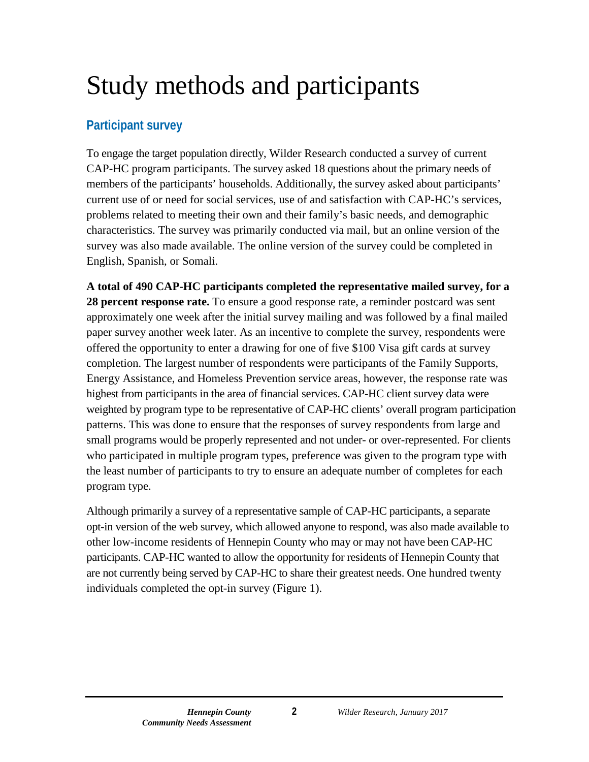# Study methods and participants

## Participant survey

To engage the target population directly, Wilder Research conducted a survey of current CAP-HC program participants. The survey asked 18 questions about the primary needs of members of the participants' households. Additionally, the survey asked about participants' current use of or need for social services, use of and satisfaction with CAP-HC's services, problems related to meeting their own and their family's basic needs, and demographic characteristics. The survey was primarily conducted via mail, but an online version of the survey was also made available. The online version of the survey could be completed in English, Spanish, or Somali.

**A total of 490 CAP-HC participants completed the representative mailed survey, for a 28 percent response rate.** To ensure a good response rate, a reminder postcard was sent approximately one week after the initial survey mailing and was followed by a final mailed paper survey another week later. As an incentive to complete the survey, respondents were offered the opportunity to enter a drawing for one of five $100 Visa gift cards at survey completion. The largest number of respondents were participants of the Family Supports, Energy Assistance, and Homeless Prevention service areas, however, the response rate was highest from participants in the area of financial services. CAP-HC client survey data were weighted by program type to be representative of CAP-HC clients' overall program participation patterns. This was done to ensure that the responses of survey respondents from large and small programs would be properly represented and not under- or over-represented. For clients who participated in multiple program types, preference was given to the program type with the least number of participants to try to ensure an adequate number of completes for each program type.

Although primarily a survey of a representative sample of CAP-HC participants, a separate opt-in version of the web survey, which allowed anyone to respond, was also made available to other low-income residents of Hennepin County who may or may not have been CAP-HC participants. CAP-HC wanted to allow the opportunity for residents of Hennepin County that are not currently being served by CAP-HC to share their greatest needs. One hundred twenty individuals completed the opt-in survey (Figure 1).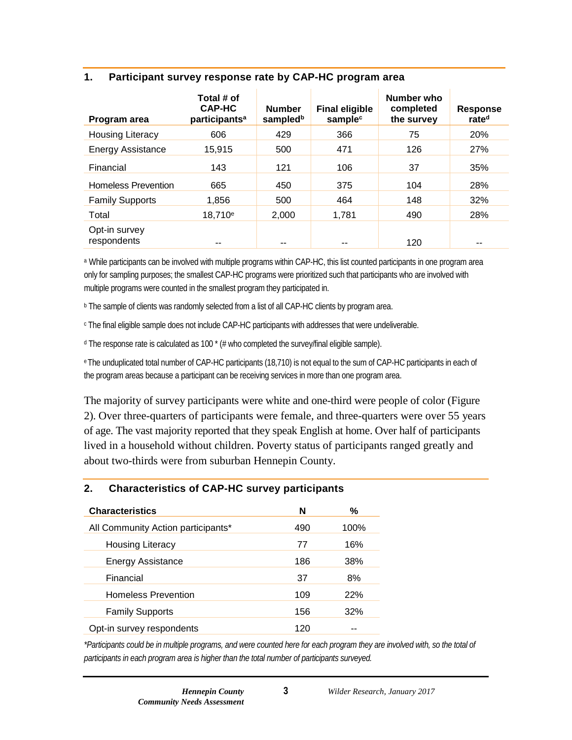### 1. Participant survey response rate by CAP-HC program area

| Program area | Total # of CAP-HC participants[a] | Number sampled[b] | Final eligible sample[c] | Number who completed the survey | Response rate[d] |
|---|---|---|---|---|---|
| Housing Literacy | 606 | 429 | 366 | 75 | 20% |
| Energy Assistance | 15,915 | 500 | 471 | 126 | 27% |
| Financial | 143 | 121 | 106 | 37 | 35% |
| Homeless Prevention | 665 | 450 | 375 | 104 | 28% |
| Family Supports | 1,856 | 500 | 464 | 148 | 32% |
| Total | 18,710[e] | 2,000 | 1,781 | 490 | 28% |
| Opt-in survey respondents | -- | -- | -- | 120 | -- |

[a] While participants can be involved with multiple programs within CAP-HC, this list counted participants in one program area only for sampling purposes; the smallest CAP-HC programs were prioritized such that participants who are involved with multiple programs were counted in the smallest program they participated in.

[b] The sample of clients was randomly selected from a list of all CAP-HC clients by program area.

[c] The final eligible sample does not include CAP-HC participants with addresses that were undeliverable.

[d] The response rate is calculated as 100 * (# who completed the survey/final eligible sample).

[e] The unduplicated total number of CAP-HC participants (18,710) is not equal to the sum of CAP-HC participants in each of the program areas because a participant can be receiving services in more than one program area.

The majority of survey participants were white and one-third were people of color (Figure 2). Over three-quarters of participants were female, and three-quarters were over 55 years of age. The vast majority reported that they speak English at home. Over half of participants lived in a household without children. Poverty status of participants ranged greatly and about two-thirds were from suburban Hennepin County.

### 2. Characteristics of CAP-HC survey participants

| Characteristics | N | % |
|---|---|---|
| All Community Action participants* | 490 | 100% |
| Housing Literacy | 77 | 16% |
| Energy Assistance | 186 | 38% |
| Financial | 37 | 8% |
| Homeless Prevention | 109 | 22% |
| Family Supports | 156 | 32% |
| Opt-in survey respondents | 120 | -- |

*Participants could be in multiple programs, and were counted here for each program they are involved with, so the total of participants in each program area is higher than the total number of participants surveyed.*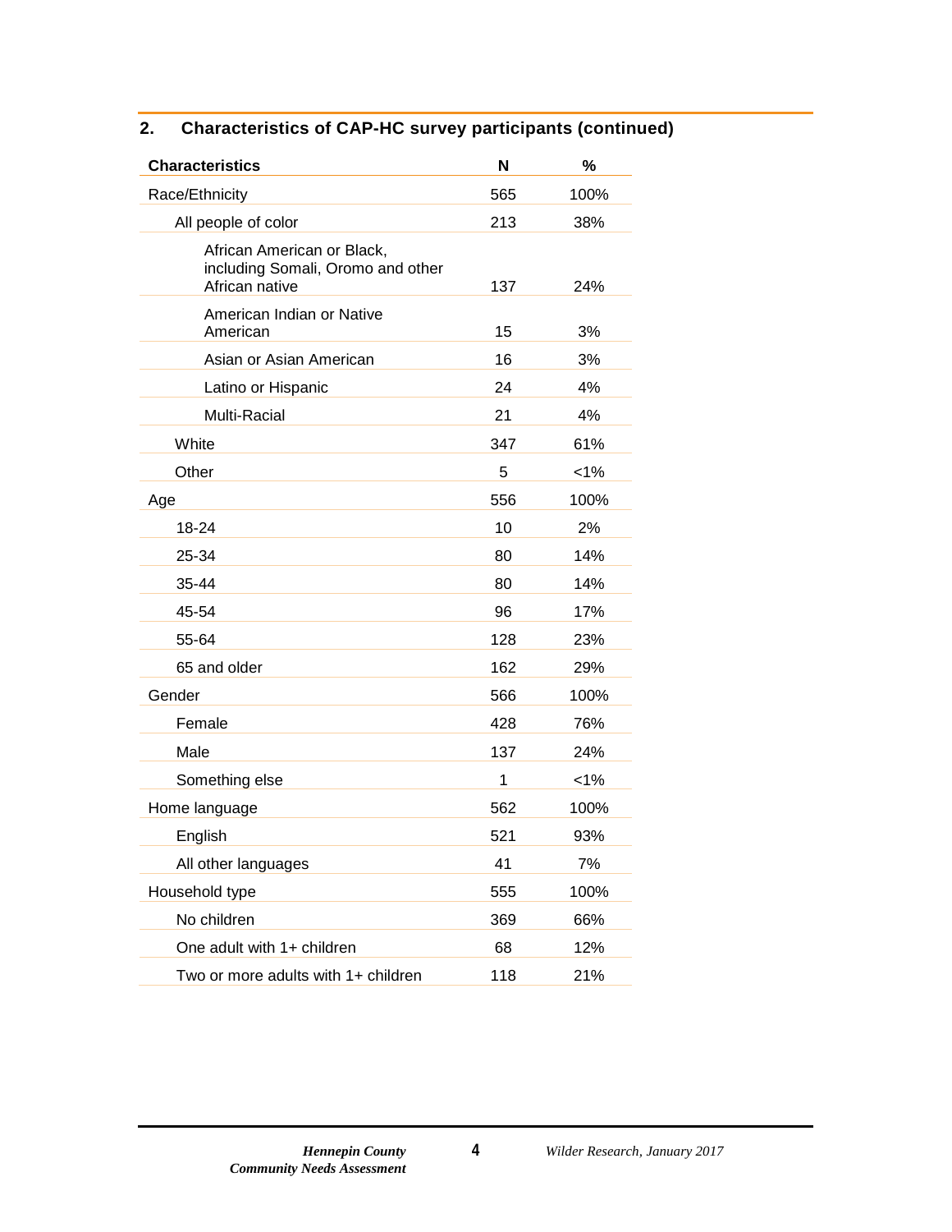## 2. Characteristics of CAP-HC survey participants (continued)

| Characteristics | N | % |
|---|---|---|
| Race/Ethnicity | 565 | 100% |
| All people of color | 213 | 38% |
| African American or Black, including Somali, Oromo and other African native | 137 | 24% |
| American Indian or Native American | 15 | 3% |
| Asian or Asian American | 16 | 3% |
| Latino or Hispanic | 24 | 4% |
| Multi-Racial | 21 | 4% |
| White | 347 | 61% |
| Other | 5 | <1% |
| Age | 556 | 100% |
| 18-24 | 10 | 2% |
| 25-34 | 80 | 14% |
| 35-44 | 80 | 14% |
| 45-54 | 96 | 17% |
| 55-64 | 128 | 23% |
| 65 and older | 162 | 29% |
| Gender | 566 | 100% |
| Female | 428 | 76% |
| Male | 137 | 24% |
| Something else | 1 | <1% |
| Home language | 562 | 100% |
| English | 521 | 93% |
| All other languages | 41 | 7% |
| Household type | 555 | 100% |
| No children | 369 | 66% |
| One adult with 1+ children | 68 | 12% |
| Two or more adults with 1+ children | 118 | 21% |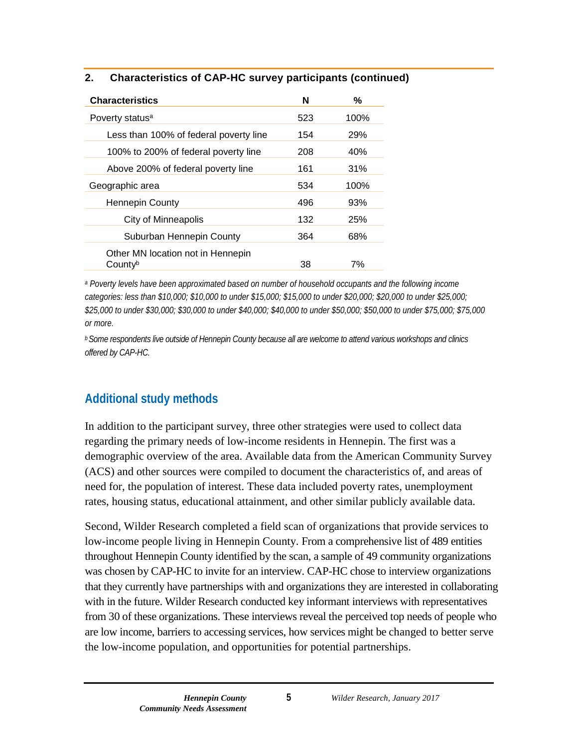**2. Characteristics of CAP-HC survey participants (continued)**

| Characteristics | N | % |
|---|---|---|
| Poverty status[a] | 523 | 100% |
| Less than 100% of federal poverty line | 154 | 29% |
| 100% to 200% of federal poverty line | 208 | 40% |
| Above 200% of federal poverty line | 161 | 31% |
| Geographic area | 534 | 100% |
| Hennepin County | 496 | 93% |
| City of Minneapolis | 132 | 25% |
| Suburban Hennepin County | 364 | 68% |
| Other MN location not in Hennepin County[b] | 38 | 7% |

*[a] Poverty levels have been approximated based on number of household occupants and the following income categories: less than $10,000; $10,000 to under $15,000; $15,000 to under $20,000; $20,000 to under $25,000; $25,000 to under $30,000; $30,000 to under $40,000; $40,000 to under $50,000; $50,000 to under $75,000; $75,000 or more.*

*[b] Some respondents live outside of Hennepin County because all are welcome to attend various workshops and clinics offered by CAP-HC.*

## Additional study methods

In addition to the participant survey, three other strategies were used to collect data regarding the primary needs of low-income residents in Hennepin. The first was a demographic overview of the area. Available data from the American Community Survey (ACS) and other sources were compiled to document the characteristics of, and areas of need for, the population of interest. These data included poverty rates, unemployment rates, housing status, educational attainment, and other similar publicly available data.

Second, Wilder Research completed a field scan of organizations that provide services to low-income people living in Hennepin County. From a comprehensive list of 489 entities throughout Hennepin County identified by the scan, a sample of 49 community organizations was chosen by CAP-HC to invite for an interview. CAP-HC chose to interview organizations that they currently have partnerships with and organizations they are interested in collaborating with in the future. Wilder Research conducted key informant interviews with representatives from 30 of these organizations. These interviews reveal the perceived top needs of people who are low income, barriers to accessing services, how services might be changed to better serve the low-income population, and opportunities for potential partnerships.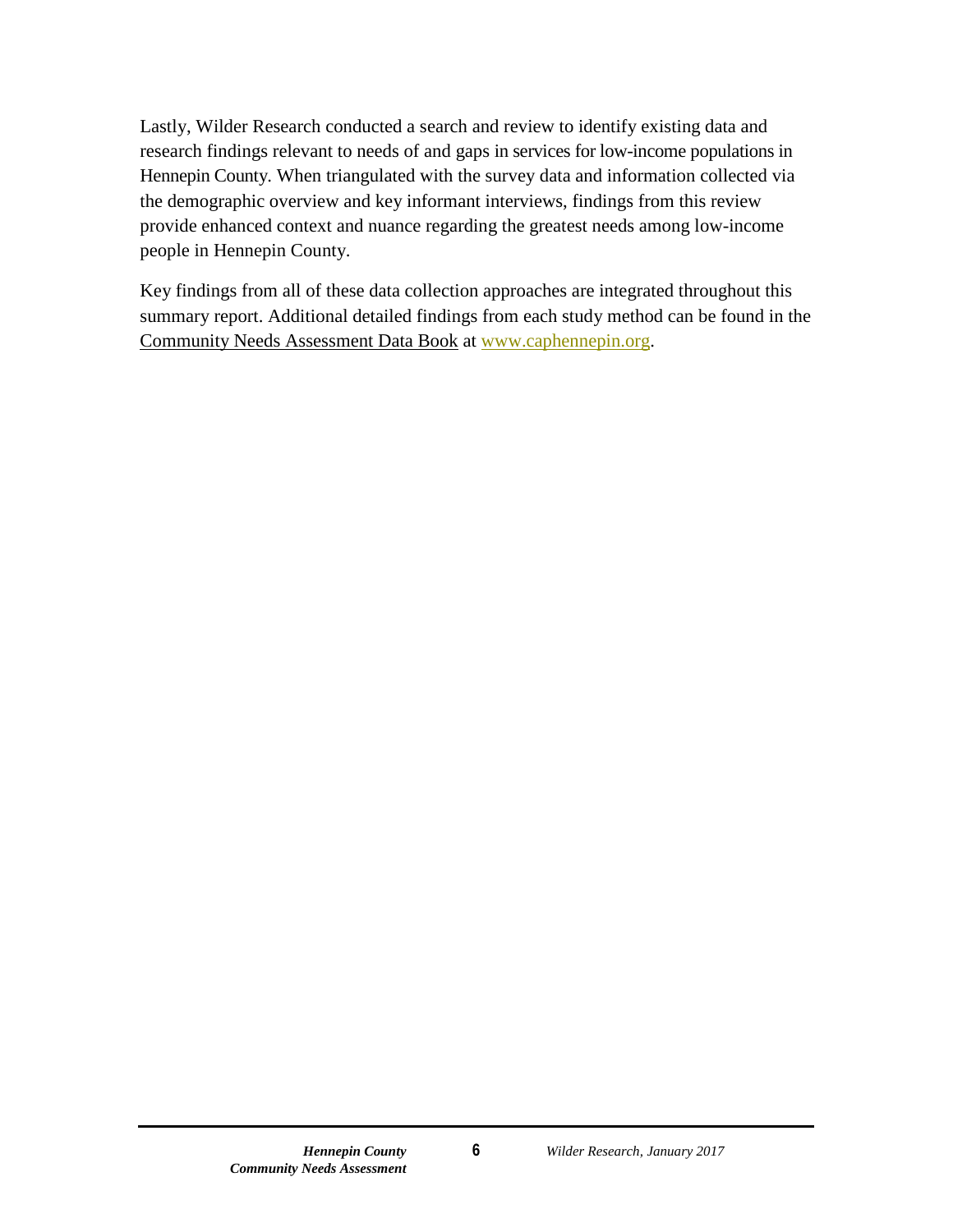Lastly, Wilder Research conducted a search and review to identify existing data and research findings relevant to needs of and gaps in services for low-income populations in Hennepin County. When triangulated with the survey data and information collected via the demographic overview and key informant interviews, findings from this review provide enhanced context and nuance regarding the greatest needs among low-income people in Hennepin County.

Key findings from all of these data collection approaches are integrated throughout this summary report. Additional detailed findings from each study method can be found in the Community Needs Assessment Data Book at www.caphennepin.org.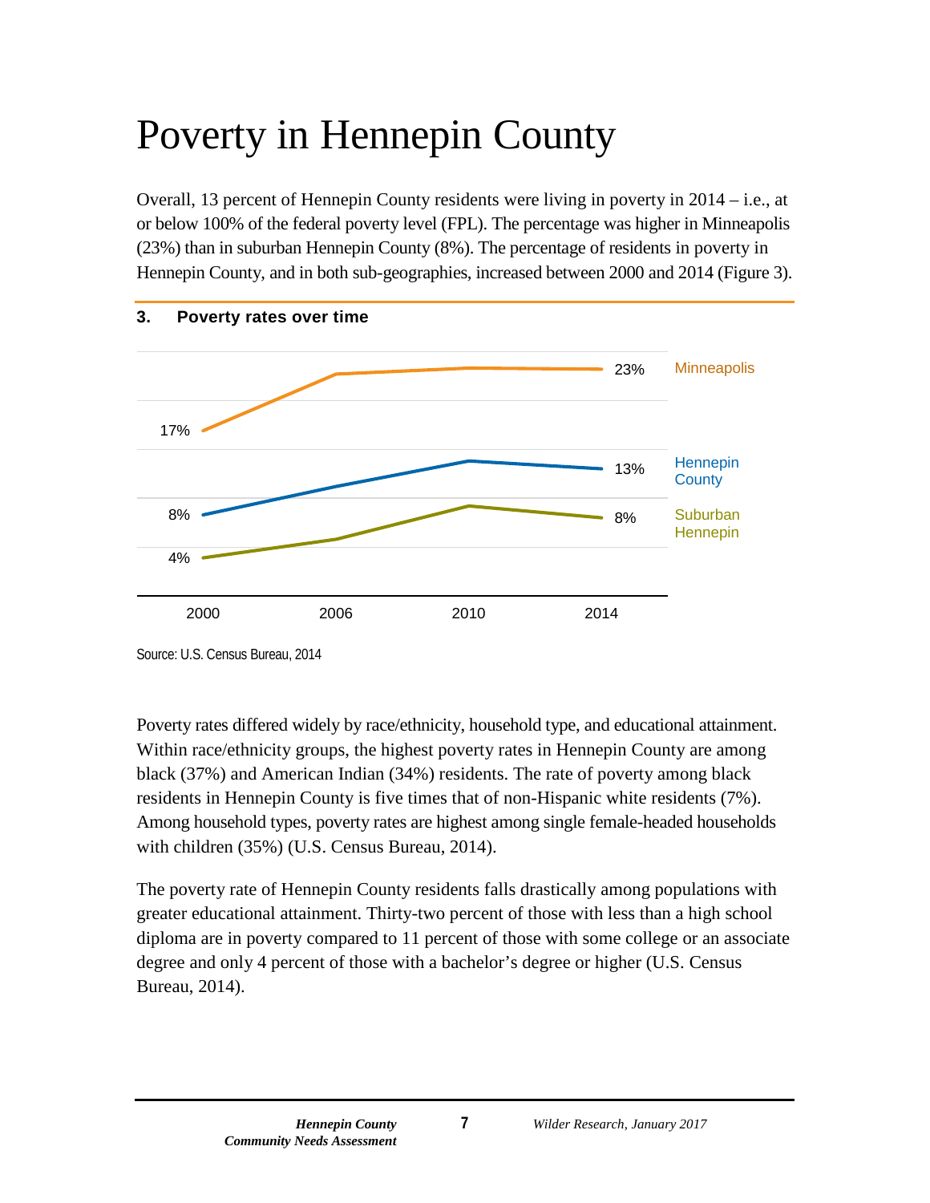# Poverty in Hennepin County

Overall, 13 percent of Hennepin County residents were living in poverty in 2014 – i.e., at or below 100% of the federal poverty level (FPL). The percentage was higher in Minneapolis (23%) than in suburban Hennepin County (8%). The percentage of residents in poverty in Hennepin County, and in both sub-geographies, increased between 2000 and 2014 (Figure 3).

**3. Poverty rates over time**

| | 2000 | 2014 |
|---|---|---|
| Minneapolis | 17% | 23% |
| Hennepin County | 8% | 13% |
| Suburban Hennepin | 4% | 8% |

Source: U.S. Census Bureau, 2014

Poverty rates differed widely by race/ethnicity, household type, and educational attainment. Within race/ethnicity groups, the highest poverty rates in Hennepin County are among black (37%) and American Indian (34%) residents. The rate of poverty among black residents in Hennepin County is five times that of non-Hispanic white residents (7%). Among household types, poverty rates are highest among single female-headed households with children (35%) (U.S. Census Bureau, 2014).

The poverty rate of Hennepin County residents falls drastically among populations with greater educational attainment. Thirty-two percent of those with less than a high school diploma are in poverty compared to 11 percent of those with some college or an associate degree and only 4 percent of those with a bachelor's degree or higher (U.S. Census Bureau, 2014).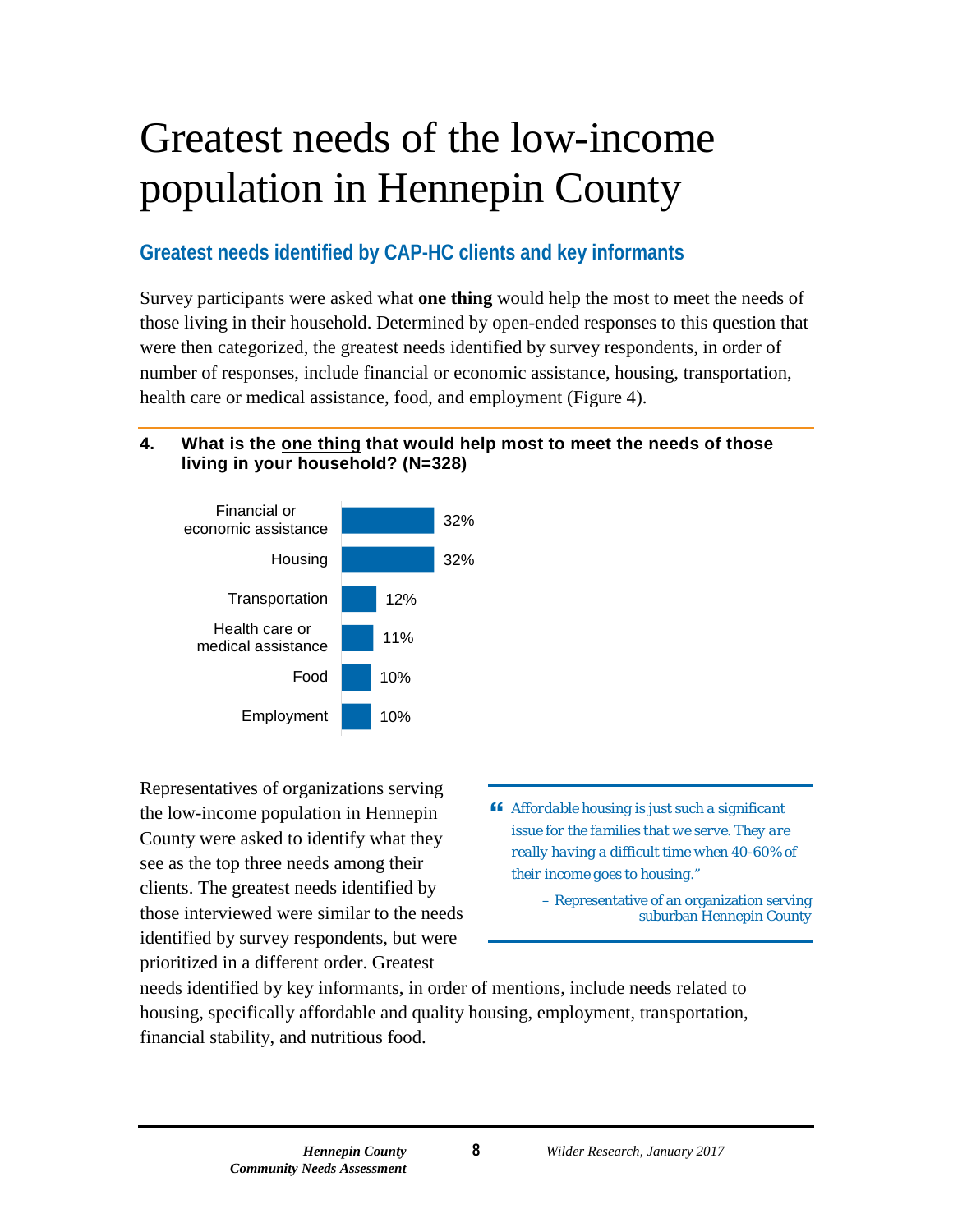# Greatest needs of the low-income population in Hennepin County

## Greatest needs identified by CAP-HC clients and key informants

Survey participants were asked what **one thing** would help the most to meet the needs of those living in their household. Determined by open-ended responses to this question that were then categorized, the greatest needs identified by survey respondents, in order of number of responses, include financial or economic assistance, housing, transportation, health care or medical assistance, food, and employment (Figure 4).

**4. What is the one thing that would help most to meet the needs of those living in your household? (N=328)**

| Need | Percent |
| --- | --- |
| Financial or economic assistance | 32% |
| Housing | 32% |
| Transportation | 12% |
| Health care or medical assistance | 11% |
| Food | 10% |
| Employment | 10% |

Representatives of organizations serving the low-income population in Hennepin County were asked to identify what they see as the top three needs among their clients. The greatest needs identified by those interviewed were similar to the needs identified by survey respondents, but were prioritized in a different order. Greatest needs identified by key informants, in order of mentions, include needs related to housing, specifically affordable and quality housing, employment, transportation, financial stability, and nutritious food.

> *"Affordable housing is just such a significant issue for the families that we serve. They are really having a difficult time when 40-60% of their income goes to housing."*
>
> – Representative of an organization serving suburban Hennepin County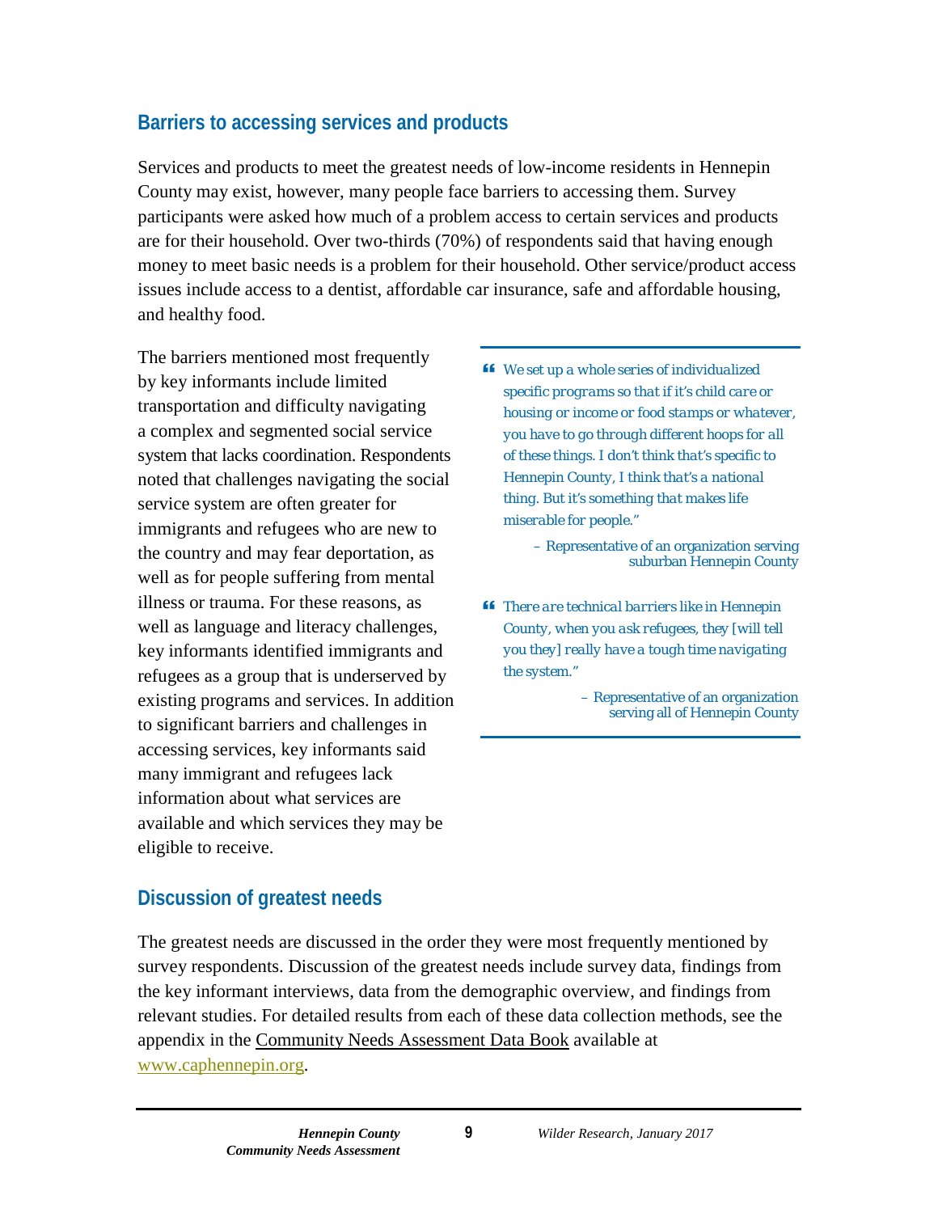## Barriers to accessing services and products

Services and products to meet the greatest needs of low-income residents in Hennepin County may exist, however, many people face barriers to accessing them. Survey participants were asked how much of a problem access to certain services and products are for their household. Over two-thirds (70%) of respondents said that having enough money to meet basic needs is a problem for their household. Other service/product access issues include access to a dentist, affordable car insurance, safe and affordable housing, and healthy food.

The barriers mentioned most frequently by key informants include limited transportation and difficulty navigating a complex and segmented social service system that lacks coordination. Respondents noted that challenges navigating the social service system are often greater for immigrants and refugees who are new to the country and may fear deportation, as well as for people suffering from mental illness or trauma. For these reasons, as well as language and literacy challenges, key informants identified immigrants and refugees as a group that is underserved by existing programs and services. In addition to significant barriers and challenges in accessing services, key informants said many immigrant and refugees lack information about what services are available and which services they may be eligible to receive.

> *"We set up a whole series of individualized specific programs so that if it's child care or housing or income or food stamps or whatever, you have to go through different hoops for all of these things. I don't think that's specific to Hennepin County, I think that's a national thing. But it's something that makes life miserable for people."*
>
> – Representative of an organization serving suburban Hennepin County

> *"There are technical barriers like in Hennepin County, when you ask refugees, they [will tell you they] really have a tough time navigating the system."*
>
> – Representative of an organization serving all of Hennepin County

## Discussion of greatest needs

The greatest needs are discussed in the order they were most frequently mentioned by survey respondents. Discussion of the greatest needs include survey data, findings from the key informant interviews, data from the demographic overview, and findings from relevant studies. For detailed results from each of these data collection methods, see the appendix in the Community Needs Assessment Data Book available at www.caphennepin.org.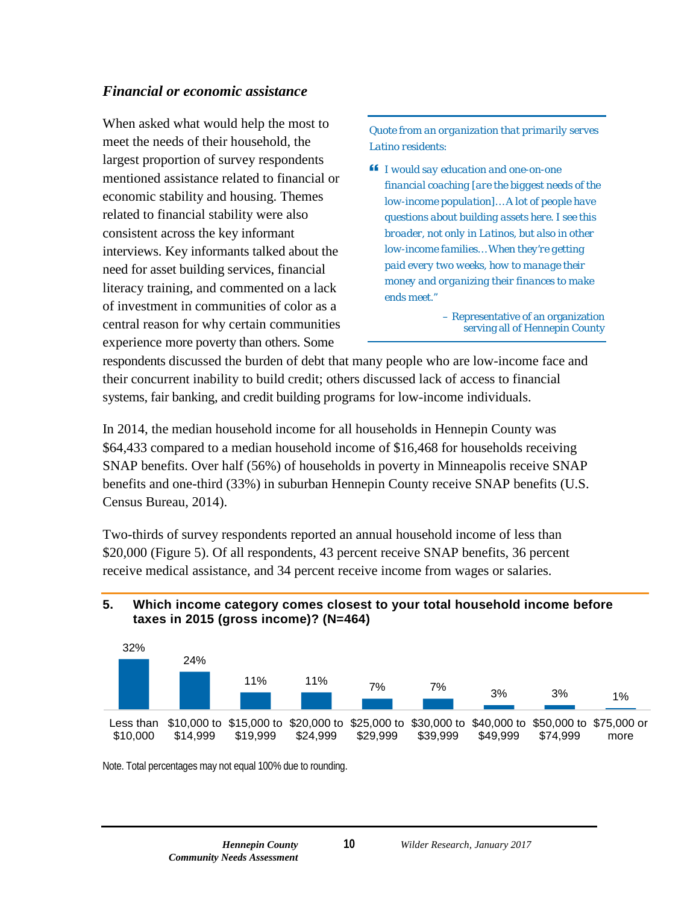### *Financial or economic assistance*

When asked what would help the most to meet the needs of their household, the largest proportion of survey respondents mentioned assistance related to financial or economic stability and housing. Themes related to financial stability were also consistent across the key informant interviews. Key informants talked about the need for asset building services, financial literacy training, and commented on a lack of investment in communities of color as a central reason for why certain communities experience more poverty than others. Some respondents discussed the burden of debt that many people who are low-income face and their concurrent inability to build credit; others discussed lack of access to financial systems, fair banking, and credit building programs for low-income individuals.

> *Quote from an organization that primarily serves Latino residents:*
>
> *"I would say education and one-on-one financial coaching [are the biggest needs of the low-income population]…A lot of people have questions about building assets here. I see this broader, not only in Latinos, but also in other low-income families…When they're getting paid every two weeks, how to manage their money and organizing their finances to make ends meet."*
>
> – Representative of an organization serving all of Hennepin County

In 2014, the median household income for all households in Hennepin County was $64,433 compared to a median household income of $16,468 for households receiving SNAP benefits. Over half (56%) of households in poverty in Minneapolis receive SNAP benefits and one-third (33%) in suburban Hennepin County receive SNAP benefits (U.S. Census Bureau, 2014).

Two-thirds of survey respondents reported an annual household income of less than $20,000 (Figure 5). Of all respondents, 43 percent receive SNAP benefits, 36 percent receive medical assistance, and 34 percent receive income from wages or salaries.

**5. Which income category comes closest to your total household income before taxes in 2015 (gross income)? (N=464)**

| Income category | Percent |
|---|---|
| Less than $10,000 | 32% |
| $10,000 to $14,999 | 24% |
| $15,000 to $19,999 | 11% |
| $20,000 to $24,999 | 11% |
| $25,000 to $29,999 | 7% |
| $30,000 to $39,999 | 7% |
| $40,000 to $49,999 | 3% |
| $50,000 to $74,999 | 3% |
| $75,000 or more | 1% |

Note. Total percentages may not equal 100% due to rounding.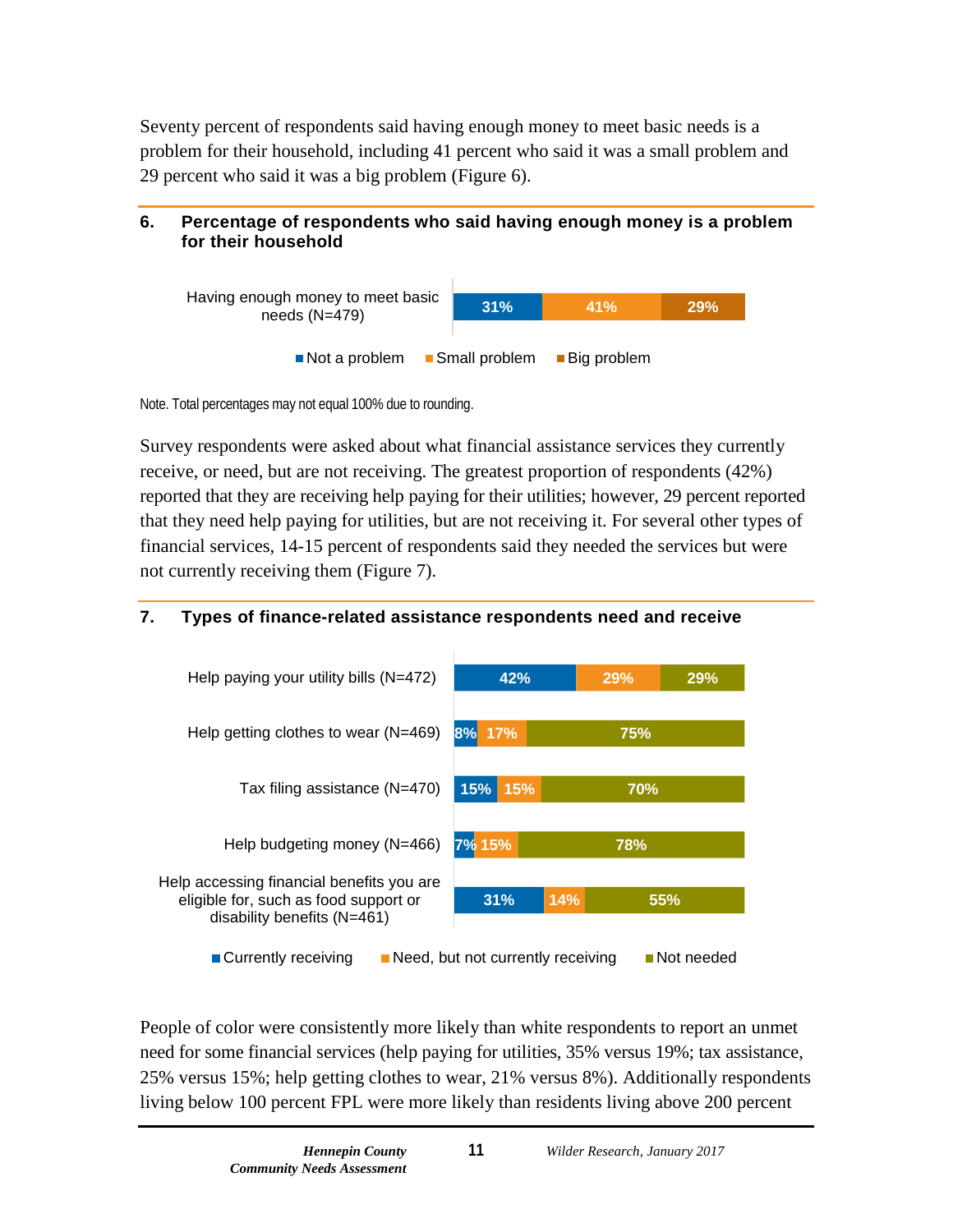Seventy percent of respondents said having enough money to meet basic needs is a problem for their household, including 41 percent who said it was a small problem and 29 percent who said it was a big problem (Figure 6).

### 6. Percentage of respondents who said having enough money is a problem for their household

| | Not a problem | Small problem | Big problem |
|---|---|---|---|
| Having enough money to meet basic needs (N=479) | 31% | 41% | 29% |

Note. Total percentages may not equal 100% due to rounding.

Survey respondents were asked about what financial assistance services they currently receive, or need, but are not receiving. The greatest proportion of respondents (42%) reported that they are receiving help paying for their utilities; however, 29 percent reported that they need help paying for utilities, but are not receiving it. For several other types of financial services, 14-15 percent of respondents said they needed the services but were not currently receiving them (Figure 7).

### 7. Types of finance-related assistance respondents need and receive

| | Currently receiving | Need, but not currently receiving | Not needed |
|---|---|---|---|
| Help paying your utility bills (N=472) | 42% | 29% | 29% |
| Help getting clothes to wear (N=469) | 8% | 17% | 75% |
| Tax filing assistance (N=470) | 15% | 15% | 70% |
| Help budgeting money (N=466) | 7% | 15% | 78% |
| Help accessing financial benefits you are eligible for, such as food support or disability benefits (N=461) | 31% | 14% | 55% |

People of color were consistently more likely than white respondents to report an unmet need for some financial services (help paying for utilities, 35% versus 19%; tax assistance, 25% versus 15%; help getting clothes to wear, 21% versus 8%). Additionally respondents living below 100 percent FPL were more likely than residents living above 200 percent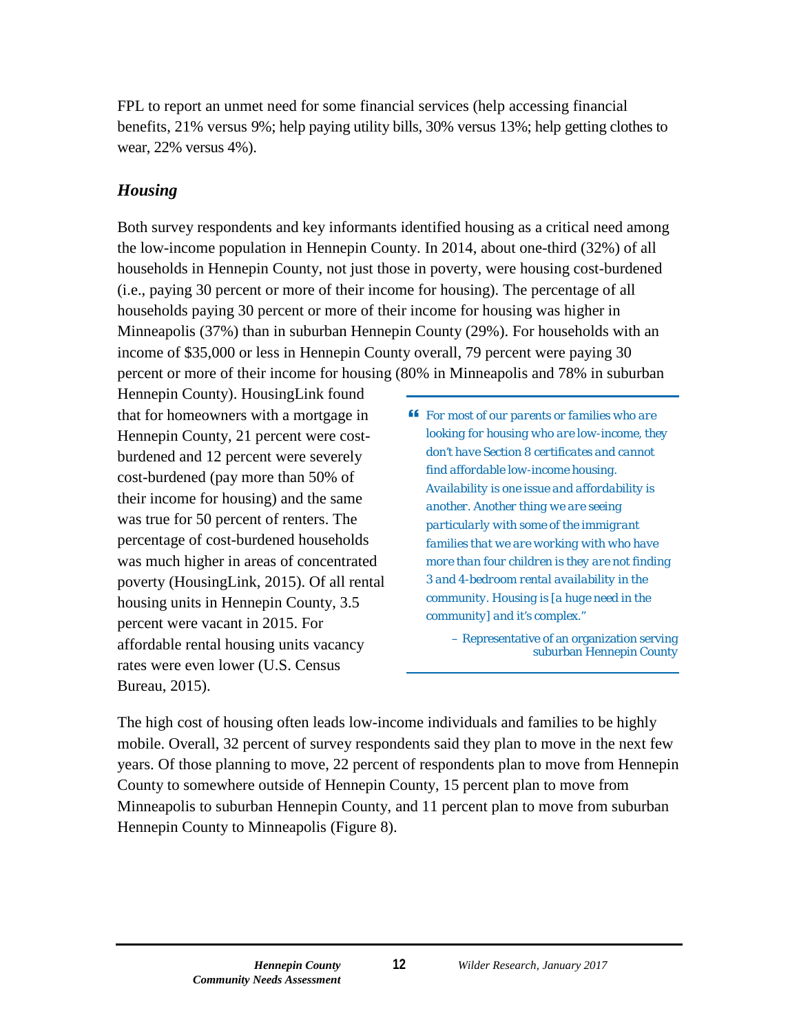FPL to report an unmet need for some financial services (help accessing financial benefits, 21% versus 9%; help paying utility bills, 30% versus 13%; help getting clothes to wear, 22% versus 4%).

### *Housing*

Both survey respondents and key informants identified housing as a critical need among the low-income population in Hennepin County. In 2014, about one-third (32%) of all households in Hennepin County, not just those in poverty, were housing cost-burdened (i.e., paying 30 percent or more of their income for housing). The percentage of all households paying 30 percent or more of their income for housing was higher in Minneapolis (37%) than in suburban Hennepin County (29%). For households with an income of $35,000 or less in Hennepin County overall, 79 percent were paying 30 percent or more of their income for housing (80% in Minneapolis and 78% in suburban Hennepin County). HousingLink found that for homeowners with a mortgage in Hennepin County, 21 percent were cost-burdened and 12 percent were severely cost-burdened (pay more than 50% of their income for housing) and the same was true for 50 percent of renters. The percentage of cost-burdened households was much higher in areas of concentrated poverty (HousingLink, 2015). Of all rental housing units in Hennepin County, 3.5 percent were vacant in 2015. For affordable rental housing units vacancy rates were even lower (U.S. Census Bureau, 2015).

> *"For most of our parents or families who are looking for housing who are low-income, they don't have Section 8 certificates and cannot find affordable low-income housing. Availability is one issue and affordability is another. Another thing we are seeing particularly with some of the immigrant families that we are working with who have more than four children is they are not finding 3 and 4-bedroom rental availability in the community. Housing is [a huge need in the community] and it's complex."*
>
> – Representative of an organization serving suburban Hennepin County

The high cost of housing often leads low-income individuals and families to be highly mobile. Overall, 32 percent of survey respondents said they plan to move in the next few years. Of those planning to move, 22 percent of respondents plan to move from Hennepin County to somewhere outside of Hennepin County, 15 percent plan to move from Minneapolis to suburban Hennepin County, and 11 percent plan to move from suburban Hennepin County to Minneapolis (Figure 8).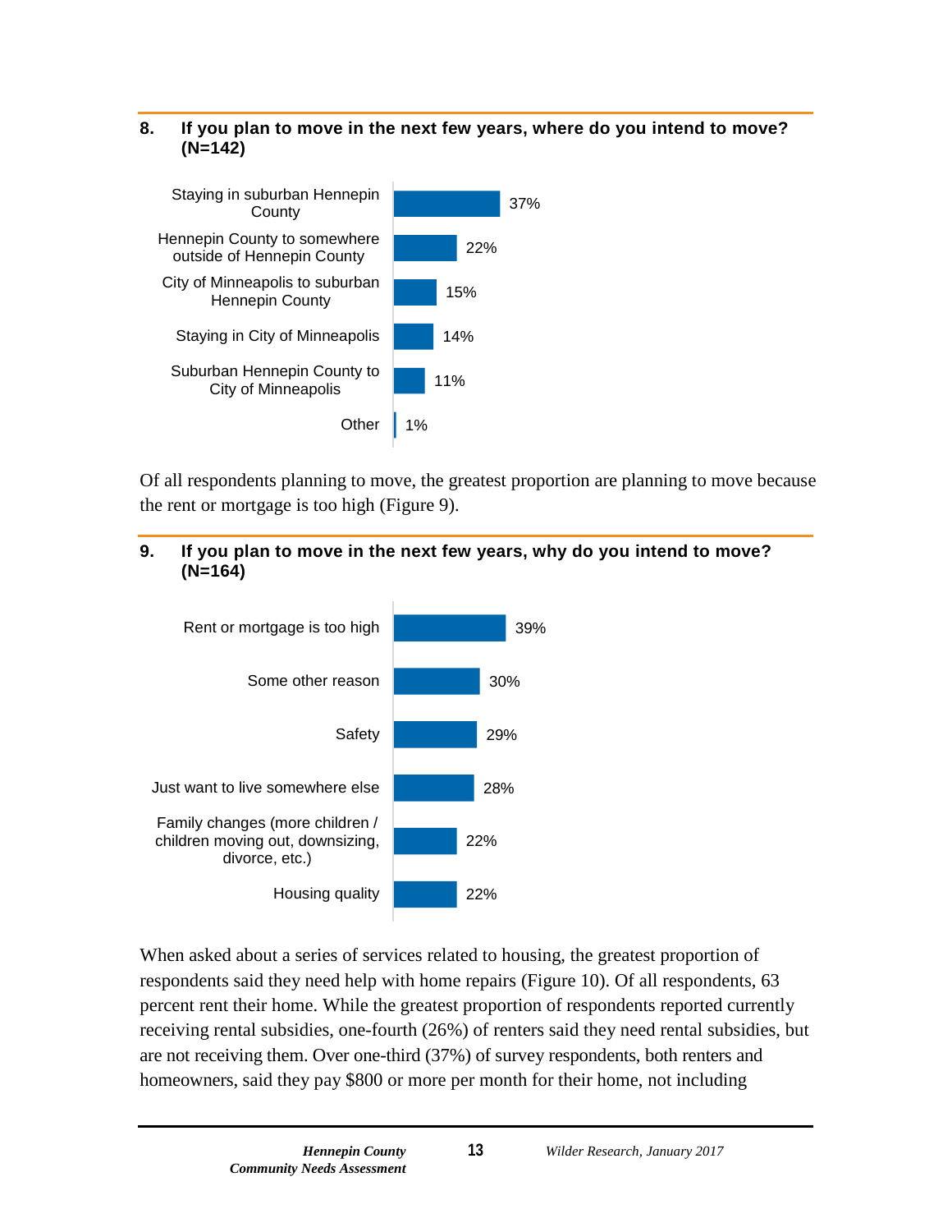**8. If you plan to move in the next few years, where do you intend to move? (N=142)**

| Destination | Percent |
| --- | --- |
| Staying in suburban Hennepin County | 37% |
| Hennepin County to somewhere outside of Hennepin County | 22% |
| City of Minneapolis to suburban Hennepin County | 15% |
| Staying in City of Minneapolis | 14% |
| Suburban Hennepin County to City of Minneapolis | 11% |
| Other | 1% |

Of all respondents planning to move, the greatest proportion are planning to move because the rent or mortgage is too high (Figure 9).

**9. If you plan to move in the next few years, why do you intend to move? (N=164)**

| Reason | Percent |
| --- | --- |
| Rent or mortgage is too high | 39% |
| Some other reason | 30% |
| Safety | 29% |
| Just want to live somewhere else | 28% |
| Family changes (more children / children moving out, downsizing, divorce, etc.) | 22% |
| Housing quality | 22% |

When asked about a series of services related to housing, the greatest proportion of respondents said they need help with home repairs (Figure 10). Of all respondents, 63 percent rent their home. While the greatest proportion of respondents reported currently receiving rental subsidies, one-fourth (26%) of renters said they need rental subsidies, but are not receiving them. Over one-third (37%) of survey respondents, both renters and homeowners, said they pay $800 or more per month for their home, not including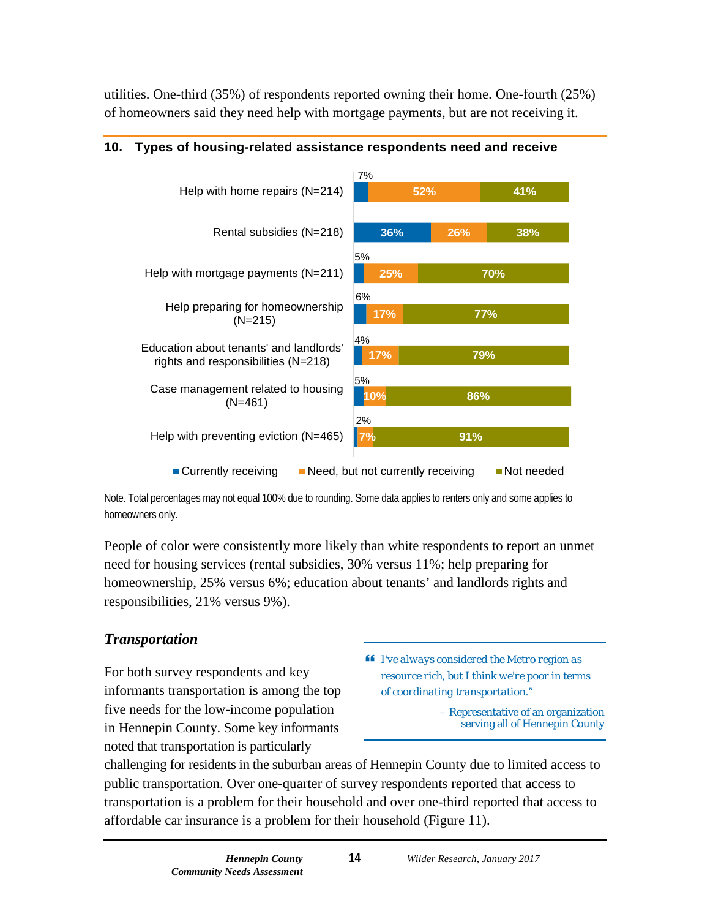utilities. One-third (35%) of respondents reported owning their home. One-fourth (25%) of homeowners said they need help with mortgage payments, but are not receiving it.

**10. Types of housing-related assistance respondents need and receive**

| | Currently receiving | Need, but not currently receiving | Not needed |
|---|---|---|---|
| Help with home repairs (N=214) | 7% | 52% | 41% |
| Rental subsidies (N=218) | 36% | 26% | 38% |
| Help with mortgage payments (N=211) | 5% | 25% | 70% |
| Help preparing for homeownership (N=215) | 6% | 17% | 77% |
| Education about tenants' and landlords' rights and responsibilities (N=218) | 4% | 17% | 79% |
| Case management related to housing (N=461) | 5% | 10% | 86% |
| Help with preventing eviction (N=465) | 2% | 7% | 91% |

Note. Total percentages may not equal 100% due to rounding. Some data applies to renters only and some applies to homeowners only.

People of color were consistently more likely than white respondents to report an unmet need for housing services (rental subsidies, 30% versus 11%; help preparing for homeownership, 25% versus 6%; education about tenants' and landlords rights and responsibilities, 21% versus 9%).

### *Transportation*

For both survey respondents and key informants transportation is among the top five needs for the low-income population in Hennepin County. Some key informants noted that transportation is particularly challenging for residents in the suburban areas of Hennepin County due to limited access to public transportation. Over one-quarter of survey respondents reported that access to transportation is a problem for their household and over one-third reported that access to affordable car insurance is a problem for their household (Figure 11).

> *"I've always considered the Metro region as resource rich, but I think we're poor in terms of coordinating transportation."*
>
> – Representative of an organization serving all of Hennepin County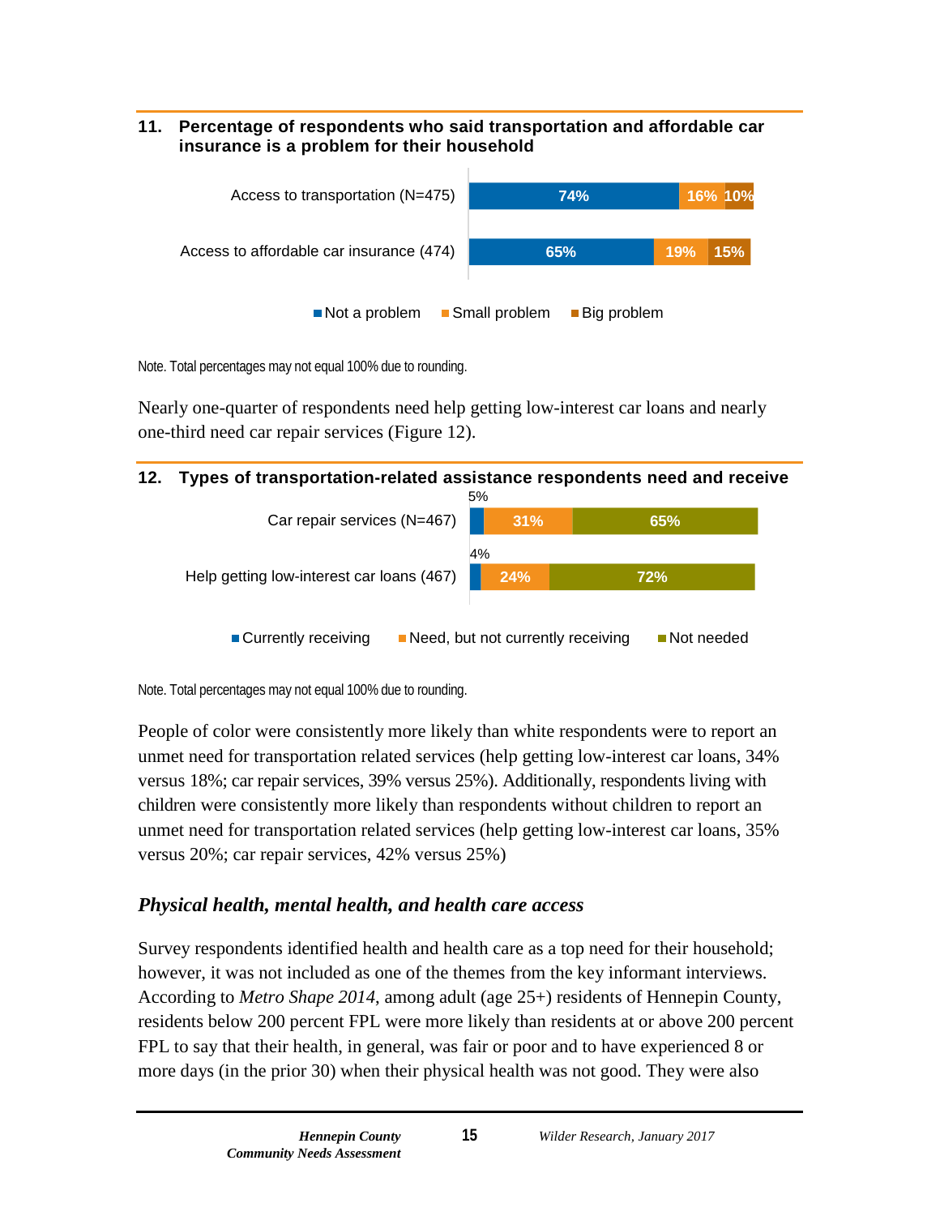**11. Percentage of respondents who said transportation and affordable car insurance is a problem for their household**

| | Not a problem | Small problem | Big problem |
|---|---|---|---|
| Access to transportation (N=475) | 74% | 16% | 10% |
| Access to affordable car insurance (474) | 65% | 19% | 15% |

Note. Total percentages may not equal 100% due to rounding.

Nearly one-quarter of respondents need help getting low-interest car loans and nearly one-third need car repair services (Figure 12).

**12. Types of transportation-related assistance respondents need and receive**

| | Currently receiving | Need, but not currently receiving | Not needed |
|---|---|---|---|
| Car repair services (N=467) | 5% | 31% | 65% |
| Help getting low-interest car loans (467) | 4% | 24% | 72% |

Note. Total percentages may not equal 100% due to rounding.

People of color were consistently more likely than white respondents were to report an unmet need for transportation related services (help getting low-interest car loans, 34% versus 18%; car repair services, 39% versus 25%). Additionally, respondents living with children were consistently more likely than respondents without children to report an unmet need for transportation related services (help getting low-interest car loans, 35% versus 20%; car repair services, 42% versus 25%)

### *Physical health, mental health, and health care access*

Survey respondents identified health and health care as a top need for their household; however, it was not included as one of the themes from the key informant interviews. According to *Metro Shape 2014*, among adult (age 25+) residents of Hennepin County, residents below 200 percent FPL were more likely than residents at or above 200 percent FPL to say that their health, in general, was fair or poor and to have experienced 8 or more days (in the prior 30) when their physical health was not good. They were also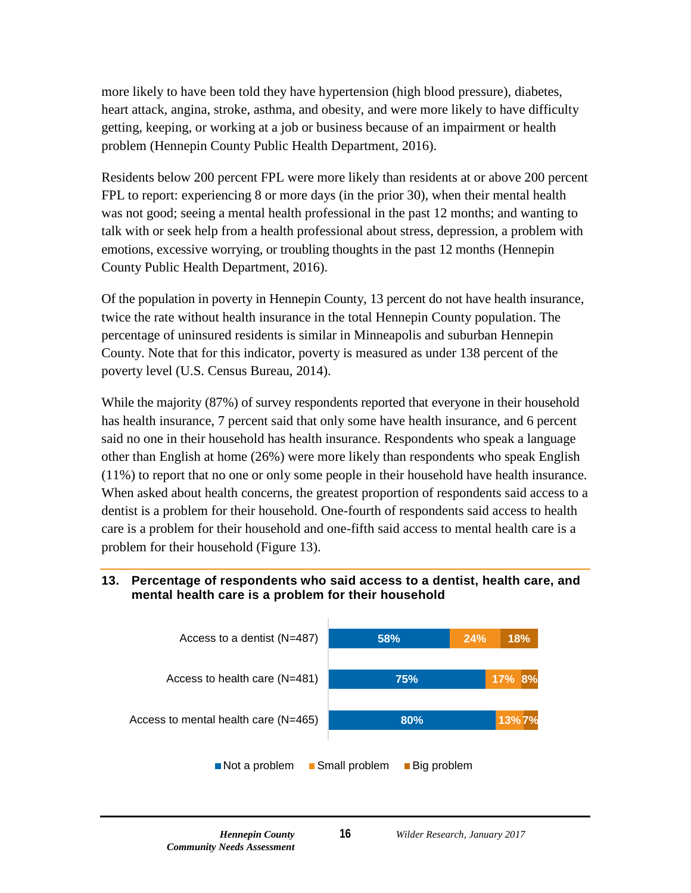more likely to have been told they have hypertension (high blood pressure), diabetes, heart attack, angina, stroke, asthma, and obesity, and were more likely to have difficulty getting, keeping, or working at a job or business because of an impairment or health problem (Hennepin County Public Health Department, 2016).

Residents below 200 percent FPL were more likely than residents at or above 200 percent FPL to report: experiencing 8 or more days (in the prior 30), when their mental health was not good; seeing a mental health professional in the past 12 months; and wanting to talk with or seek help from a health professional about stress, depression, a problem with emotions, excessive worrying, or troubling thoughts in the past 12 months (Hennepin County Public Health Department, 2016).

Of the population in poverty in Hennepin County, 13 percent do not have health insurance, twice the rate without health insurance in the total Hennepin County population. The percentage of uninsured residents is similar in Minneapolis and suburban Hennepin County. Note that for this indicator, poverty is measured as under 138 percent of the poverty level (U.S. Census Bureau, 2014).

While the majority (87%) of survey respondents reported that everyone in their household has health insurance, 7 percent said that only some have health insurance, and 6 percent said no one in their household has health insurance. Respondents who speak a language other than English at home (26%) were more likely than respondents who speak English (11%) to report that no one or only some people in their household have health insurance. When asked about health concerns, the greatest proportion of respondents said access to a dentist is a problem for their household. One-fourth of respondents said access to health care is a problem for their household and one-fifth said access to mental health care is a problem for their household (Figure 13).

**13. Percentage of respondents who said access to a dentist, health care, and mental health care is a problem for their household**

| | Not a problem | Small problem | Big problem |
|---|---|---|---|
| Access to a dentist (N=487) | 58% | 24% | 18% |
| Access to health care (N=481) | 75% | 17% | 8% |
| Access to mental health care (N=465) | 80% | 13% | 7% |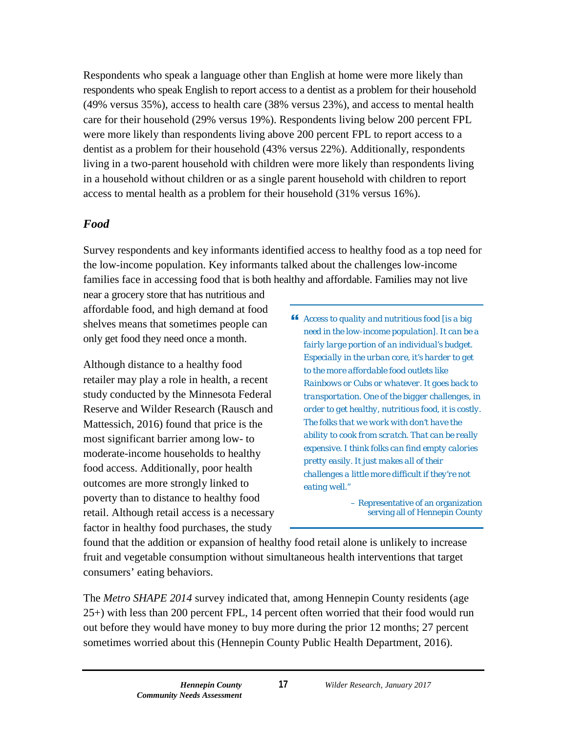Respondents who speak a language other than English at home were more likely than respondents who speak English to report access to a dentist as a problem for their household (49% versus 35%), access to health care (38% versus 23%), and access to mental health care for their household (29% versus 19%). Respondents living below 200 percent FPL were more likely than respondents living above 200 percent FPL to report access to a dentist as a problem for their household (43% versus 22%). Additionally, respondents living in a two-parent household with children were more likely than respondents living in a household without children or as a single parent household with children to report access to mental health as a problem for their household (31% versus 16%).

### *Food*

Survey respondents and key informants identified access to healthy food as a top need for the low-income population. Key informants talked about the challenges low-income families face in accessing food that is both healthy and affordable. Families may not live near a grocery store that has nutritious and affordable food, and high demand at food shelves means that sometimes people can only get food they need once a month.

> *"Access to quality and nutritious food [is a big need in the low-income population]. It can be a fairly large portion of an individual's budget. Especially in the urban core, it's harder to get to the more affordable food outlets like Rainbows or Cubs or whatever. It goes back to transportation. One of the bigger challenges, in order to get healthy, nutritious food, it is costly. The folks that we work with don't have the ability to cook from scratch. That can be really expensive. I think folks can find empty calories pretty easily. It just makes all of their challenges a little more difficult if they're not eating well."*
>
> – Representative of an organization serving all of Hennepin County

Although distance to a healthy food retailer may play a role in health, a recent study conducted by the Minnesota Federal Reserve and Wilder Research (Rausch and Mattessich, 2016) found that price is the most significant barrier among low- to moderate-income households to healthy food access. Additionally, poor health outcomes are more strongly linked to poverty than to distance to healthy food retail. Although retail access is a necessary factor in healthy food purchases, the study found that the addition or expansion of healthy food retail alone is unlikely to increase fruit and vegetable consumption without simultaneous health interventions that target consumers' eating behaviors.

The *Metro SHAPE 2014* survey indicated that, among Hennepin County residents (age 25+) with less than 200 percent FPL, 14 percent often worried that their food would run out before they would have money to buy more during the prior 12 months; 27 percent sometimes worried about this (Hennepin County Public Health Department, 2016).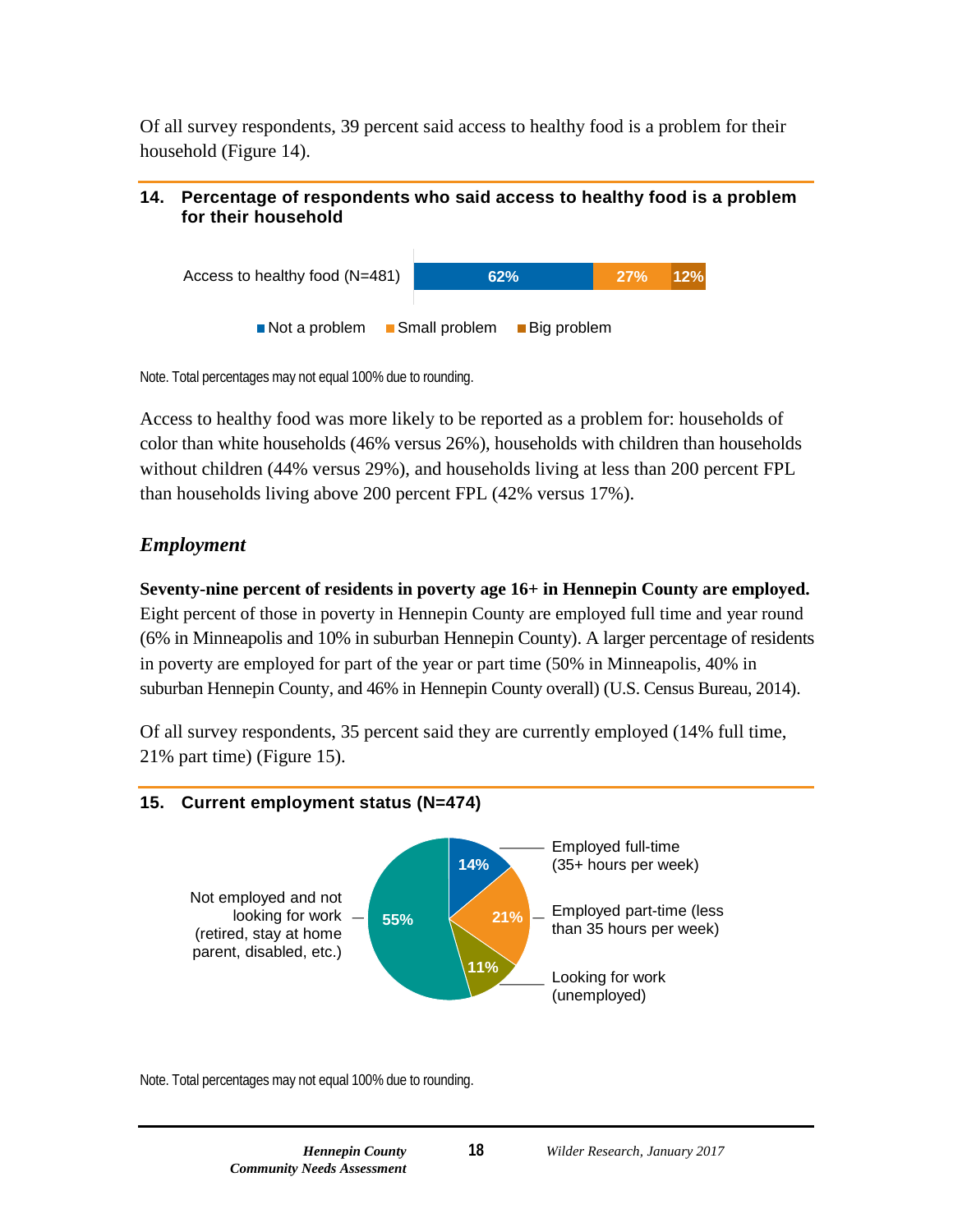Of all survey respondents, 39 percent said access to healthy food is a problem for their household (Figure 14).

**14. Percentage of respondents who said access to healthy food is a problem for their household**

| | Not a problem | Small problem | Big problem |
|---|---|---|---|
| Access to healthy food (N=481) | 62% | 27% | 12% |

Note. Total percentages may not equal 100% due to rounding.

Access to healthy food was more likely to be reported as a problem for: households of color than white households (46% versus 26%), households with children than households without children (44% versus 29%), and households living at less than 200 percent FPL than households living above 200 percent FPL (42% versus 17%).

### *Employment*

**Seventy-nine percent of residents in poverty age 16+ in Hennepin County are employed.** Eight percent of those in poverty in Hennepin County are employed full time and year round (6% in Minneapolis and 10% in suburban Hennepin County). A larger percentage of residents in poverty are employed for part of the year or part time (50% in Minneapolis, 40% in suburban Hennepin County, and 46% in Hennepin County overall) (U.S. Census Bureau, 2014).

Of all survey respondents, 35 percent said they are currently employed (14% full time, 21% part time) (Figure 15).

**15. Current employment status (N=474)**

| Employment status | Percent |
|---|---|
| Employed full-time (35+ hours per week) | 14% |
| Employed part-time (less than 35 hours per week) | 21% |
| Looking for work (unemployed) | 11% |
| Not employed and not looking for work (retired, stay at home parent, disabled, etc.) | 55% |

Note. Total percentages may not equal 100% due to rounding.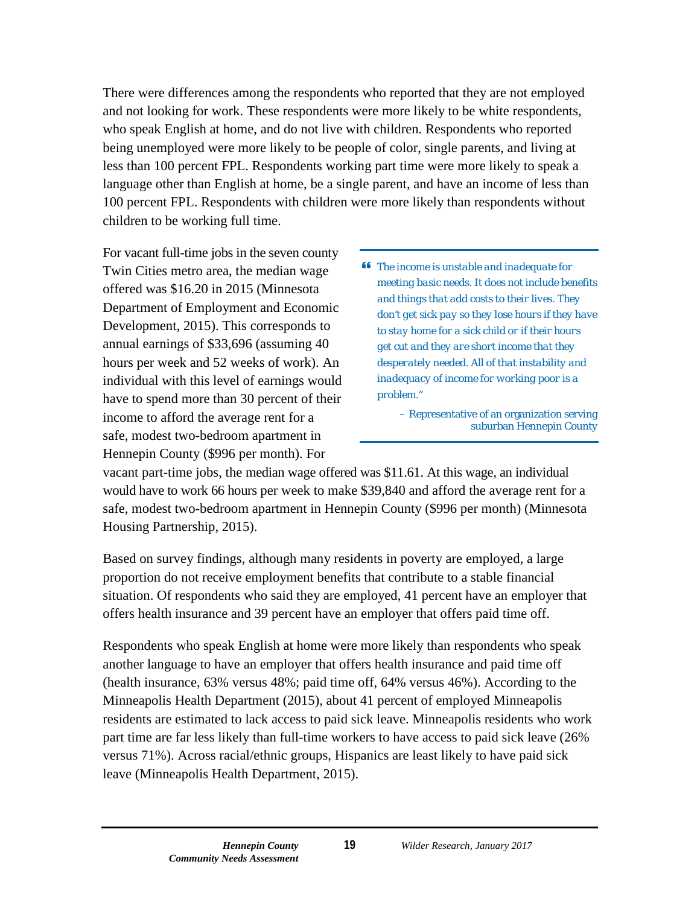There were differences among the respondents who reported that they are not employed and not looking for work. These respondents were more likely to be white respondents, who speak English at home, and do not live with children. Respondents who reported being unemployed were more likely to be people of color, single parents, and living at less than 100 percent FPL. Respondents working part time were more likely to speak a language other than English at home, be a single parent, and have an income of less than 100 percent FPL. Respondents with children were more likely than respondents without children to be working full time.

For vacant full-time jobs in the seven county Twin Cities metro area, the median wage offered was $16.20 in 2015 (Minnesota Department of Employment and Economic Development, 2015). This corresponds to annual earnings of $33,696 (assuming 40 hours per week and 52 weeks of work). An individual with this level of earnings would have to spend more than 30 percent of their income to afford the average rent for a safe, modest two-bedroom apartment in Hennepin County ($996 per month). For vacant part-time jobs, the median wage offered was $11.61. At this wage, an individual would have to work 66 hours per week to make $39,840 and afford the average rent for a safe, modest two-bedroom apartment in Hennepin County ($996 per month) (Minnesota Housing Partnership, 2015).

> *"The income is unstable and inadequate for meeting basic needs. It does not include benefits and things that add costs to their lives. They don't get sick pay so they lose hours if they have to stay home for a sick child or if their hours get cut and they are short income that they desperately needed. All of that instability and inadequacy of income for working poor is a problem."*
>
> *– Representative of an organization serving suburban Hennepin County*

Based on survey findings, although many residents in poverty are employed, a large proportion do not receive employment benefits that contribute to a stable financial situation. Of respondents who said they are employed, 41 percent have an employer that offers health insurance and 39 percent have an employer that offers paid time off.

Respondents who speak English at home were more likely than respondents who speak another language to have an employer that offers health insurance and paid time off (health insurance, 63% versus 48%; paid time off, 64% versus 46%). According to the Minneapolis Health Department (2015), about 41 percent of employed Minneapolis residents are estimated to lack access to paid sick leave. Minneapolis residents who work part time are far less likely than full-time workers to have access to paid sick leave (26% versus 71%). Across racial/ethnic groups, Hispanics are least likely to have paid sick leave (Minneapolis Health Department, 2015).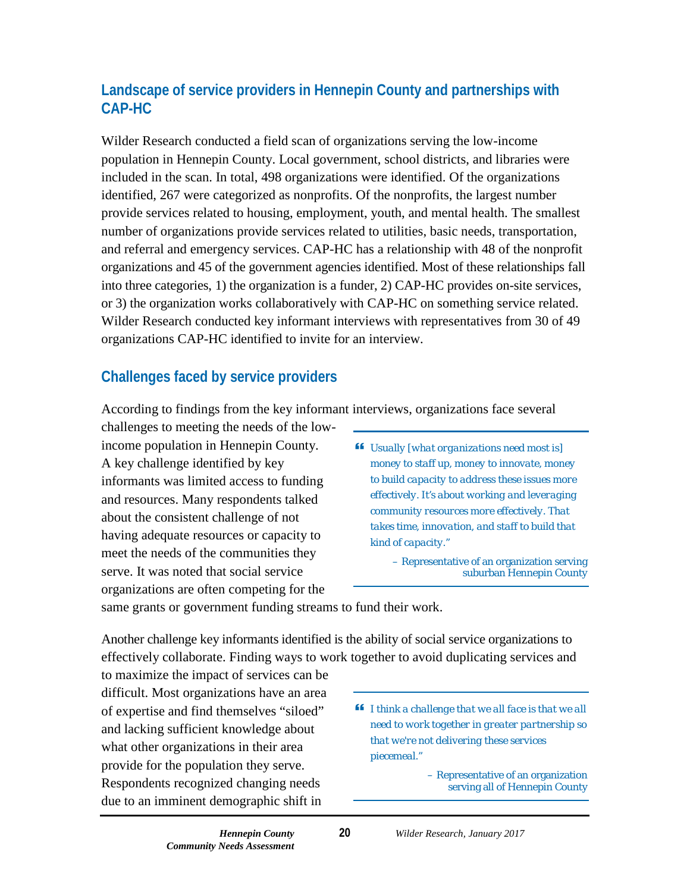## Landscape of service providers in Hennepin County and partnerships with CAP-HC

Wilder Research conducted a field scan of organizations serving the low-income population in Hennepin County. Local government, school districts, and libraries were included in the scan. In total, 498 organizations were identified. Of the organizations identified, 267 were categorized as nonprofits. Of the nonprofits, the largest number provide services related to housing, employment, youth, and mental health. The smallest number of organizations provide services related to utilities, basic needs, transportation, and referral and emergency services. CAP-HC has a relationship with 48 of the nonprofit organizations and 45 of the government agencies identified. Most of these relationships fall into three categories, 1) the organization is a funder, 2) CAP-HC provides on-site services, or 3) the organization works collaboratively with CAP-HC on something service related. Wilder Research conducted key informant interviews with representatives from 30 of 49 organizations CAP-HC identified to invite for an interview.

## Challenges faced by service providers

According to findings from the key informant interviews, organizations face several challenges to meeting the needs of the low-income population in Hennepin County. A key challenge identified by key informants was limited access to funding and resources. Many respondents talked about the consistent challenge of not having adequate resources or capacity to meet the needs of the communities they serve. It was noted that social service organizations are often competing for the same grants or government funding streams to fund their work.

> *"Usually [what organizations need most is] money to staff up, money to innovate, money to build capacity to address these issues more effectively. It's about working and leveraging community resources more effectively. That takes time, innovation, and staff to build that kind of capacity."*
>
> – Representative of an organization serving suburban Hennepin County

Another challenge key informants identified is the ability of social service organizations to effectively collaborate. Finding ways to work together to avoid duplicating services and to maximize the impact of services can be difficult. Most organizations have an area of expertise and find themselves "siloed" and lacking sufficient knowledge about what other organizations in their area provide for the population they serve. Respondents recognized changing needs due to an imminent demographic shift in

> *"I think a challenge that we all face is that we all need to work together in greater partnership so that we're not delivering these services piecemeal."*
>
> – Representative of an organization serving all of Hennepin County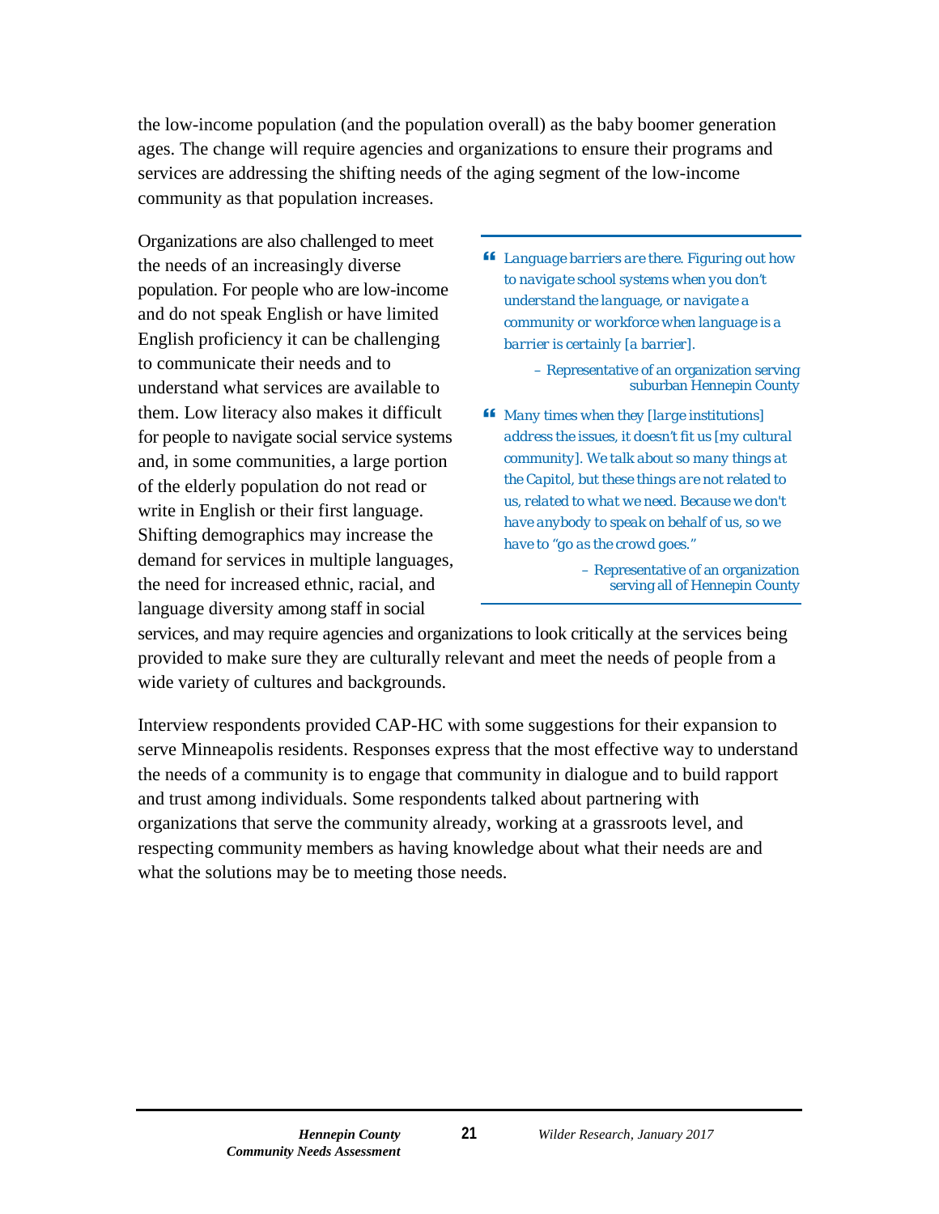the low-income population (and the population overall) as the baby boomer generation ages. The change will require agencies and organizations to ensure their programs and services are addressing the shifting needs of the aging segment of the low-income community as that population increases.

Organizations are also challenged to meet the needs of an increasingly diverse population. For people who are low-income and do not speak English or have limited English proficiency it can be challenging to communicate their needs and to understand what services are available to them. Low literacy also makes it difficult for people to navigate social service systems and, in some communities, a large portion of the elderly population do not read or write in English or their first language. Shifting demographics may increase the demand for services in multiple languages, the need for increased ethnic, racial, and language diversity among staff in social services, and may require agencies and organizations to look critically at the services being provided to make sure they are culturally relevant and meet the needs of people from a wide variety of cultures and backgrounds.

> *Language barriers are there. Figuring out how to navigate school systems when you don't understand the language, or navigate a community or workforce when language is a barrier is certainly [a barrier].*
>
> – Representative of an organization serving suburban Hennepin County

> *Many times when they [large institutions] address the issues, it doesn't fit us [my cultural community]. We talk about so many things at the Capitol, but these things are not related to us, related to what we need. Because we don't have anybody to speak on behalf of us, so we have to "go as the crowd goes."*
>
> – Representative of an organization serving all of Hennepin County

Interview respondents provided CAP-HC with some suggestions for their expansion to serve Minneapolis residents. Responses express that the most effective way to understand the needs of a community is to engage that community in dialogue and to build rapport and trust among individuals. Some respondents talked about partnering with organizations that serve the community already, working at a grassroots level, and respecting community members as having knowledge about what their needs are and what the solutions may be to meeting those needs.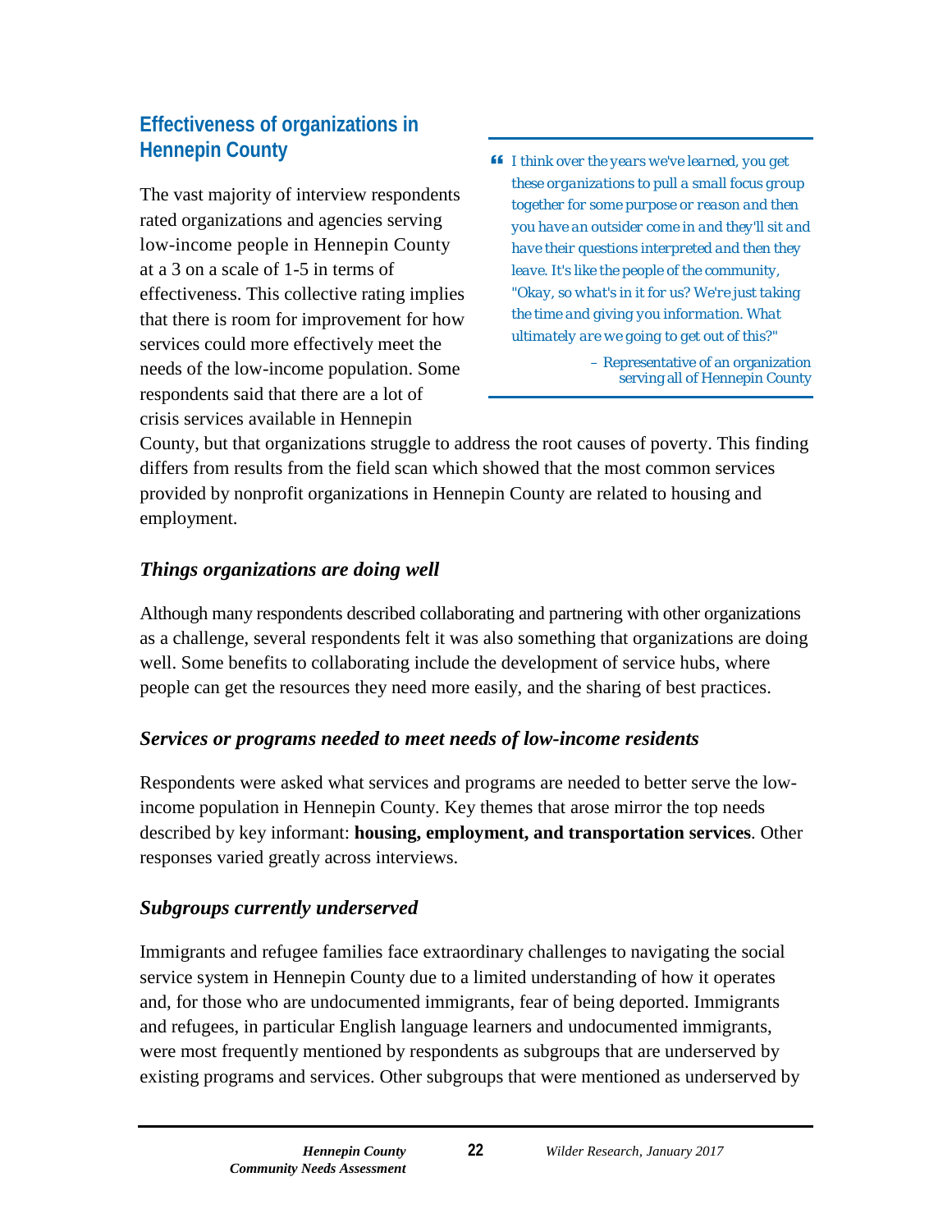## Effectiveness of organizations in Hennepin County

The vast majority of interview respondents rated organizations and agencies serving low-income people in Hennepin County at a 3 on a scale of 1-5 in terms of effectiveness. This collective rating implies that there is room for improvement for how services could more effectively meet the needs of the low-income population. Some respondents said that there are a lot of crisis services available in Hennepin County, but that organizations struggle to address the root causes of poverty. This finding differs from results from the field scan which showed that the most common services provided by nonprofit organizations in Hennepin County are related to housing and employment.

> *I think over the years we've learned, you get these organizations to pull a small focus group together for some purpose or reason and then you have an outsider come in and they'll sit and have their questions interpreted and then they leave. It's like the people of the community, "Okay, so what's in it for us? We're just taking the time and giving you information. What ultimately are we going to get out of this?"*
>
> – Representative of an organization serving all of Hennepin County

### *Things organizations are doing well*

Although many respondents described collaborating and partnering with other organizations as a challenge, several respondents felt it was also something that organizations are doing well. Some benefits to collaborating include the development of service hubs, where people can get the resources they need more easily, and the sharing of best practices.

### *Services or programs needed to meet needs of low-income residents*

Respondents were asked what services and programs are needed to better serve the low-income population in Hennepin County. Key themes that arose mirror the top needs described by key informant: **housing, employment, and transportation services**. Other responses varied greatly across interviews.

### *Subgroups currently underserved*

Immigrants and refugee families face extraordinary challenges to navigating the social service system in Hennepin County due to a limited understanding of how it operates and, for those who are undocumented immigrants, fear of being deported. Immigrants and refugees, in particular English language learners and undocumented immigrants, were most frequently mentioned by respondents as subgroups that are underserved by existing programs and services. Other subgroups that were mentioned as underserved by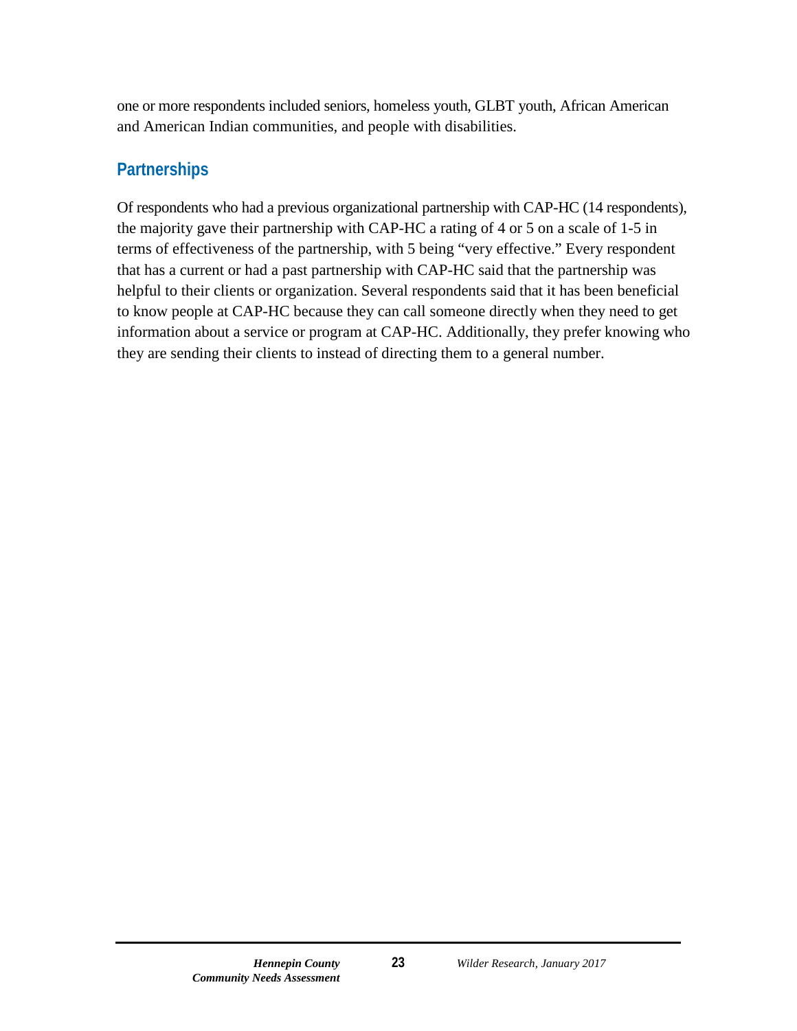one or more respondents included seniors, homeless youth, GLBT youth, African American and American Indian communities, and people with disabilities.

## Partnerships

Of respondents who had a previous organizational partnership with CAP-HC (14 respondents), the majority gave their partnership with CAP-HC a rating of 4 or 5 on a scale of 1-5 in terms of effectiveness of the partnership, with 5 being "very effective." Every respondent that has a current or had a past partnership with CAP-HC said that the partnership was helpful to their clients or organization. Several respondents said that it has been beneficial to know people at CAP-HC because they can call someone directly when they need to get information about a service or program at CAP-HC. Additionally, they prefer knowing who they are sending their clients to instead of directing them to a general number.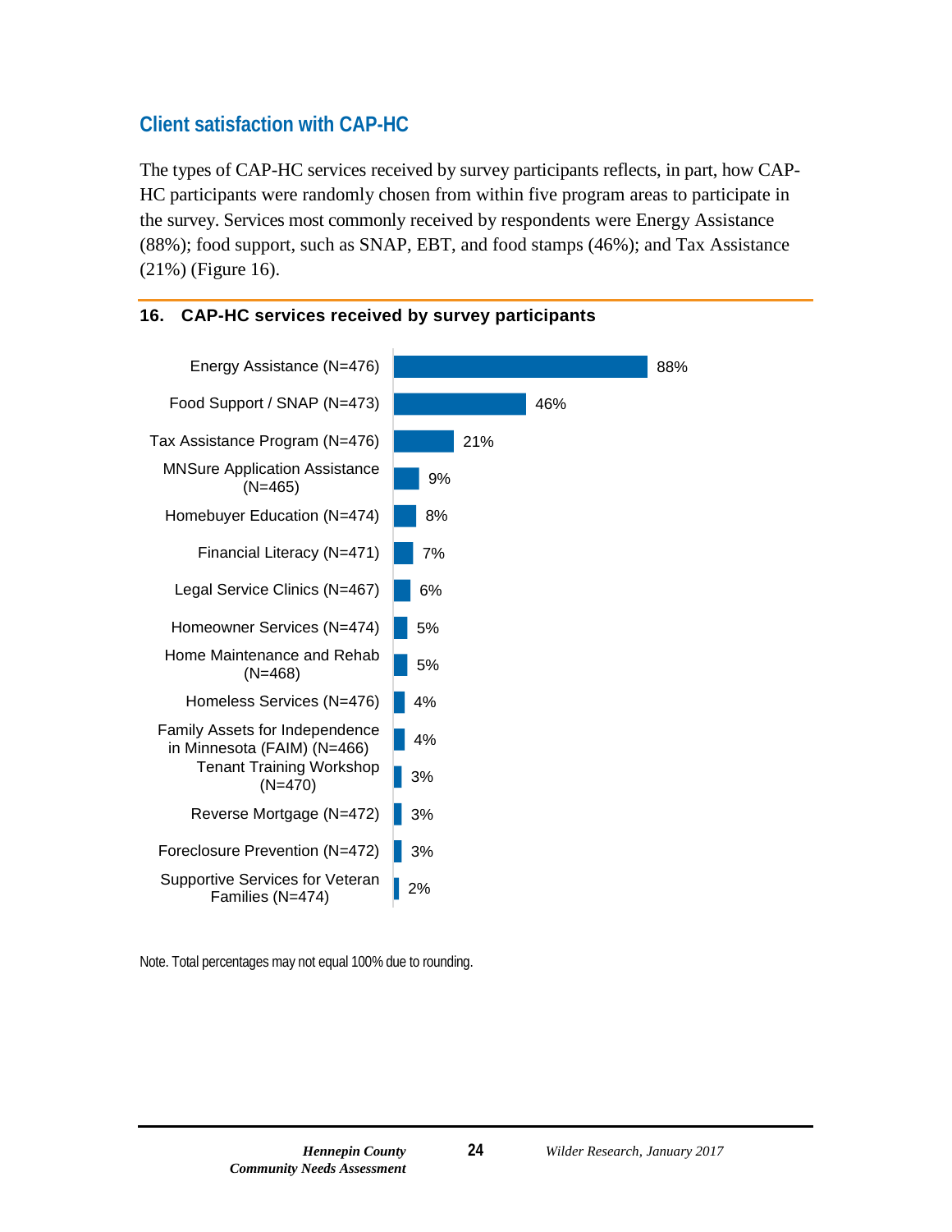## Client satisfaction with CAP-HC

The types of CAP-HC services received by survey participants reflects, in part, how CAP-HC participants were randomly chosen from within five program areas to participate in the survey. Services most commonly received by respondents were Energy Assistance (88%); food support, such as SNAP, EBT, and food stamps (46%); and Tax Assistance (21%) (Figure 16).

**16. CAP-HC services received by survey participants**

| Service | Percent |
|---|---|
| Energy Assistance (N=476) | 88% |
| Food Support / SNAP (N=473) | 46% |
| Tax Assistance Program (N=476) | 21% |
| MNSure Application Assistance (N=465) | 9% |
| Homebuyer Education (N=474) | 8% |
| Financial Literacy (N=471) | 7% |
| Legal Service Clinics (N=467) | 6% |
| Homeowner Services (N=474) | 5% |
| Home Maintenance and Rehab (N=468) | 5% |
| Homeless Services (N=476) | 4% |
| Family Assets for Independence in Minnesota (FAIM) (N=466) | 4% |
| Tenant Training Workshop (N=470) | 3% |
| Reverse Mortgage (N=472) | 3% |
| Foreclosure Prevention (N=472) | 3% |
| Supportive Services for Veteran Families (N=474) | 2% |

Note. Total percentages may not equal 100% due to rounding.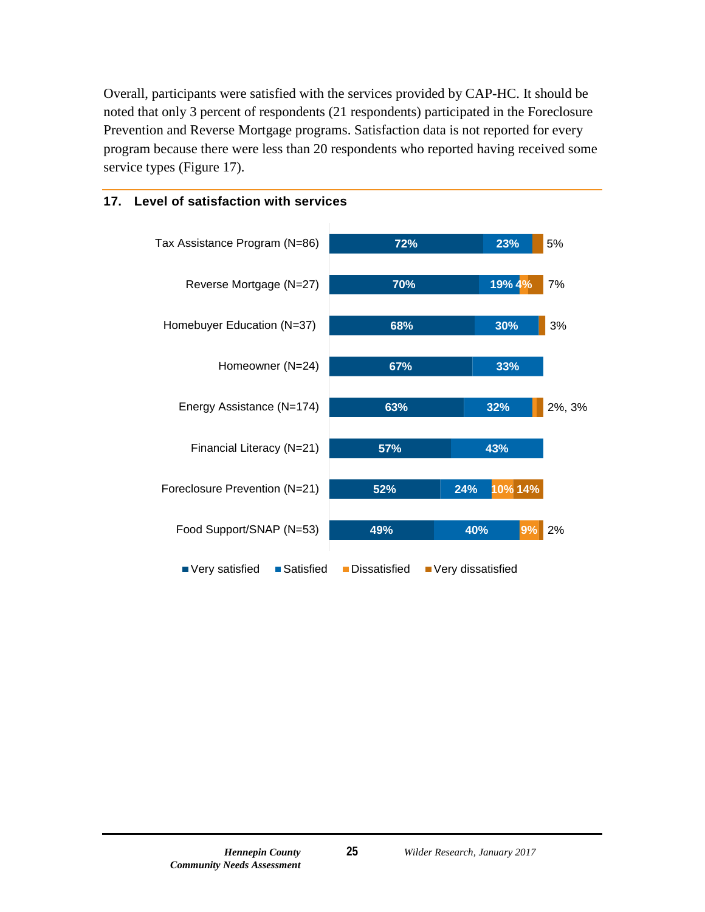Overall, participants were satisfied with the services provided by CAP-HC. It should be noted that only 3 percent of respondents (21 respondents) participated in the Foreclosure Prevention and Reverse Mortgage programs. Satisfaction data is not reported for every program because there were less than 20 respondents who reported having received some service types (Figure 17).

### 17. Level of satisfaction with services

| Service | Very satisfied | Satisfied | Dissatisfied | Very dissatisfied |
|---|---|---|---|---|
| Tax Assistance Program (N=86) | 72% | 23% | | 5% |
| Reverse Mortgage (N=27) | 70% | 19% | 4% | 7% |
| Homebuyer Education (N=37) | 68% | 30% | | 3% |
| Homeowner (N=24) | 67% | 33% | | |
| Energy Assistance (N=174) | 63% | 32% | 2% | 3% |
| Financial Literacy (N=21) | 57% | 43% | | |
| Foreclosure Prevention (N=21) | 52% | 24% | 10% | 14% |
| Food Support/SNAP (N=53) | 49% | 40% | 9% | 2% |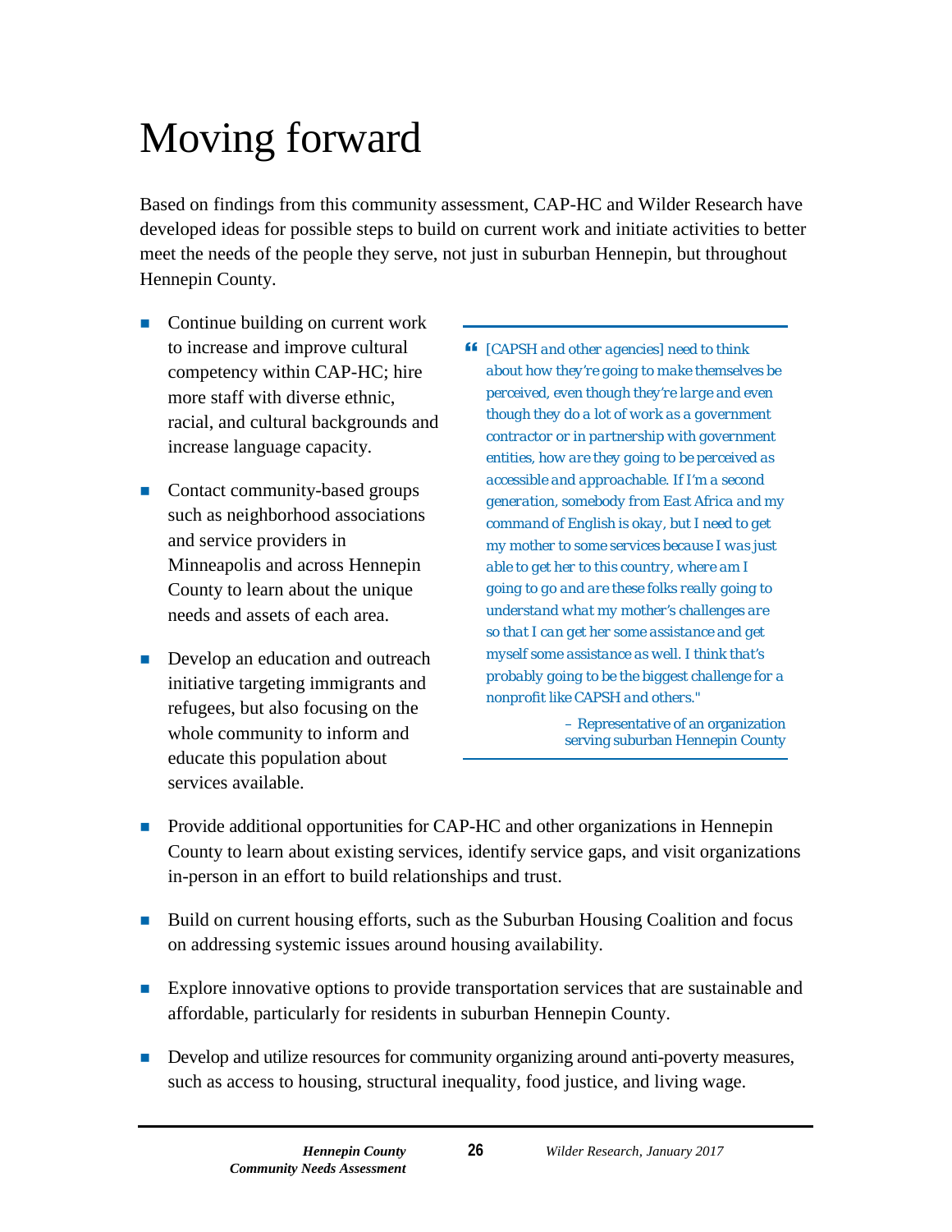# Moving forward

Based on findings from this community assessment, CAP-HC and Wilder Research have developed ideas for possible steps to build on current work and initiate activities to better meet the needs of the people they serve, not just in suburban Hennepin, but throughout Hennepin County.

- Continue building on current work to increase and improve cultural competency within CAP-HC; hire more staff with diverse ethnic, racial, and cultural backgrounds and increase language capacity.

- Contact community-based groups such as neighborhood associations and service providers in Minneapolis and across Hennepin County to learn about the unique needs and assets of each area.

- Develop an education and outreach initiative targeting immigrants and refugees, but also focusing on the whole community to inform and educate this population about services available.

> *"[CAPSH and other agencies] need to think about how they're going to make themselves be perceived, even though they're large and even though they do a lot of work as a government contractor or in partnership with government entities, how are they going to be perceived as accessible and approachable. If I'm a second generation, somebody from East Africa and my command of English is okay, but I need to get my mother to some services because I was just able to get her to this country, where am I going to go and are these folks really going to understand what my mother's challenges are so that I can get her some assistance and get myself some assistance as well. I think that's probably going to be the biggest challenge for a nonprofit like CAPSH and others."*
>
> – Representative of an organization serving suburban Hennepin County

- Provide additional opportunities for CAP-HC and other organizations in Hennepin County to learn about existing services, identify service gaps, and visit organizations in-person in an effort to build relationships and trust.

- Build on current housing efforts, such as the Suburban Housing Coalition and focus on addressing systemic issues around housing availability.

- Explore innovative options to provide transportation services that are sustainable and affordable, particularly for residents in suburban Hennepin County.

- Develop and utilize resources for community organizing around anti-poverty measures, such as access to housing, structural inequality, food justice, and living wage.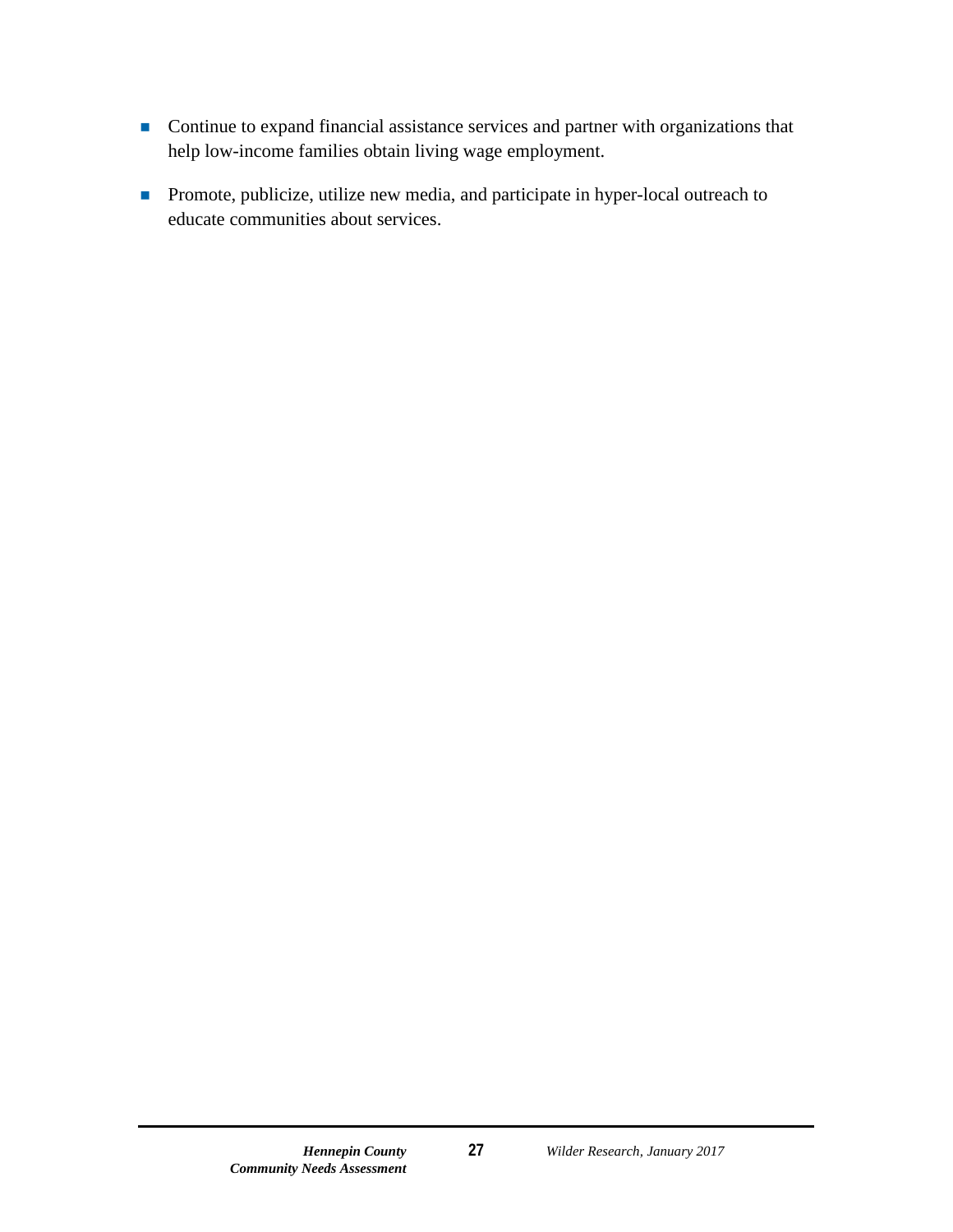- Continue to expand financial assistance services and partner with organizations that help low-income families obtain living wage employment.
- Promote, publicize, utilize new media, and participate in hyper-local outreach to educate communities about services.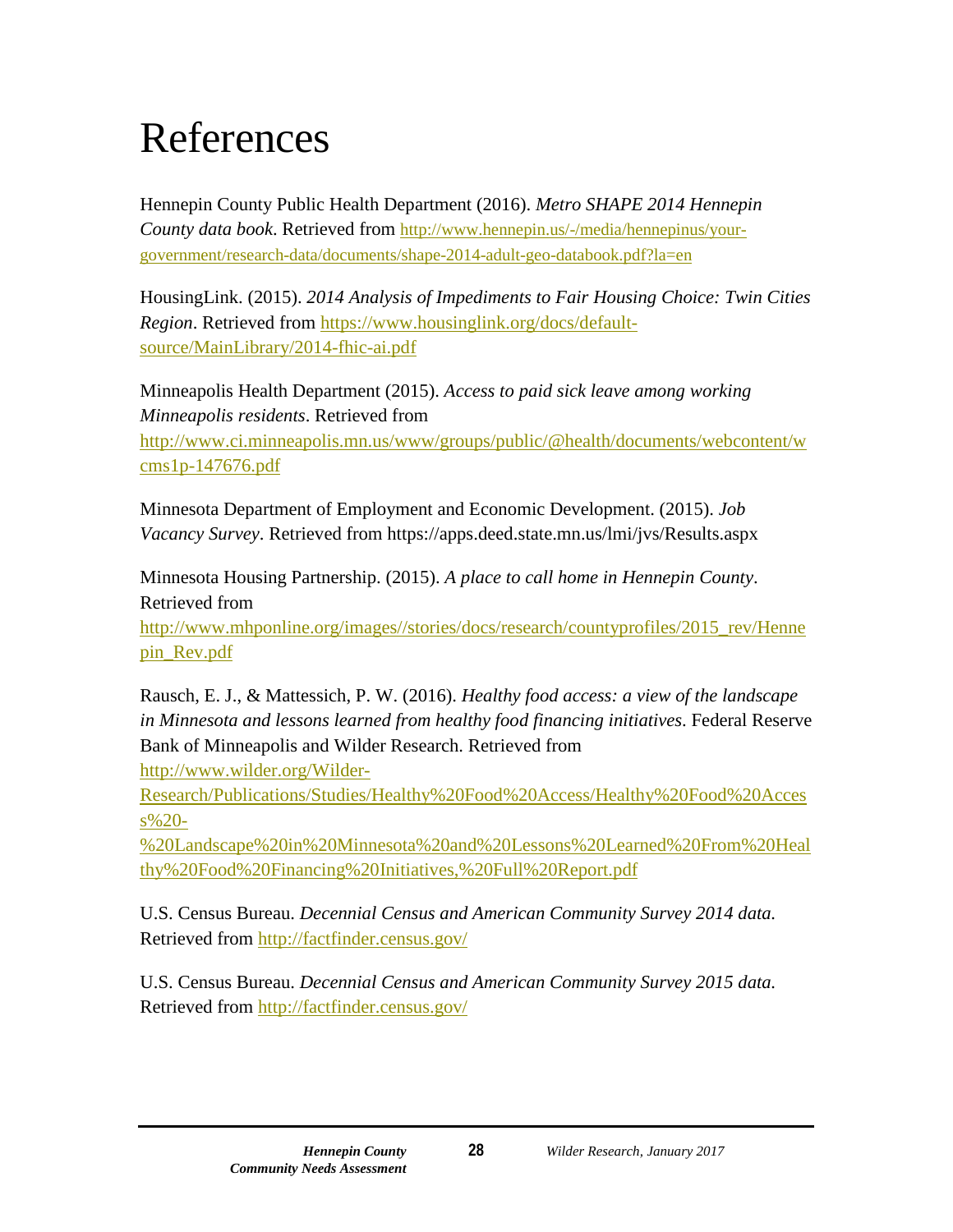# References

Hennepin County Public Health Department (2016). *Metro SHAPE 2014 Hennepin County data book*. Retrieved from http://www.hennepin.us/-/media/hennepinus/your-government/research-data/documents/shape-2014-adult-geo-databook.pdf?la=en

HousingLink. (2015). *2014 Analysis of Impediments to Fair Housing Choice: Twin Cities Region*. Retrieved from https://www.housinglink.org/docs/default-source/MainLibrary/2014-fhic-ai.pdf

Minneapolis Health Department (2015). *Access to paid sick leave among working Minneapolis residents*. Retrieved from http://www.ci.minneapolis.mn.us/www/groups/public/@health/documents/webcontent/wcms1p-147676.pdf

Minnesota Department of Employment and Economic Development. (2015). *Job Vacancy Survey*. Retrieved from https://apps.deed.state.mn.us/lmi/jvs/Results.aspx

Minnesota Housing Partnership. (2015). *A place to call home in Hennepin County*. Retrieved from http://www.mhponline.org/images//stories/docs/research/countyprofiles/2015_rev/Hennepin_Rev.pdf

Rausch, E. J., & Mattessich, P. W. (2016). *Healthy food access: a view of the landscape in Minnesota and lessons learned from healthy food financing initiatives*. Federal Reserve Bank of Minneapolis and Wilder Research. Retrieved from http://www.wilder.org/Wilder-Research/Publications/Studies/Healthy%20Food%20Access/Healthy%20Food%20Access%20-%20Landscape%20in%20Minnesota%20and%20Lessons%20Learned%20From%20Healthy%20Food%20Financing%20Initiatives,%20Full%20Report.pdf

U.S. Census Bureau. *Decennial Census and American Community Survey 2014 data.* Retrieved from http://factfinder.census.gov/

U.S. Census Bureau. *Decennial Census and American Community Survey 2015 data.* Retrieved from http://factfinder.census.gov/